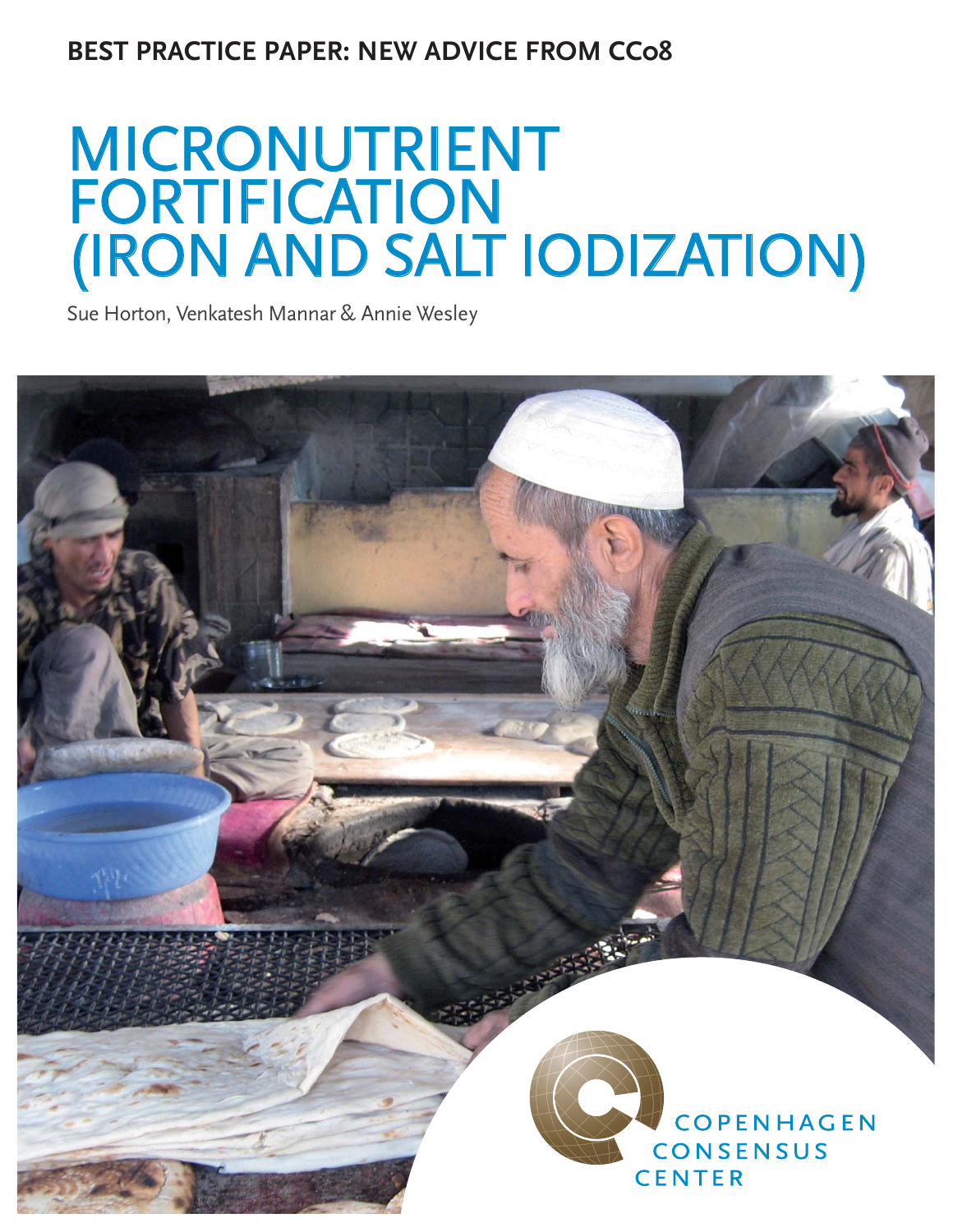BEST PRACTICE PAPER: NEW ADVICE FROM CC08

# MICRONUTRIENT FORTIFICATION (IRON AND SALT IODIZATION)

Sue Horton, Venkatesh Mannar & Annie Wesley

COPENHAGEN CONSENSUS CENTER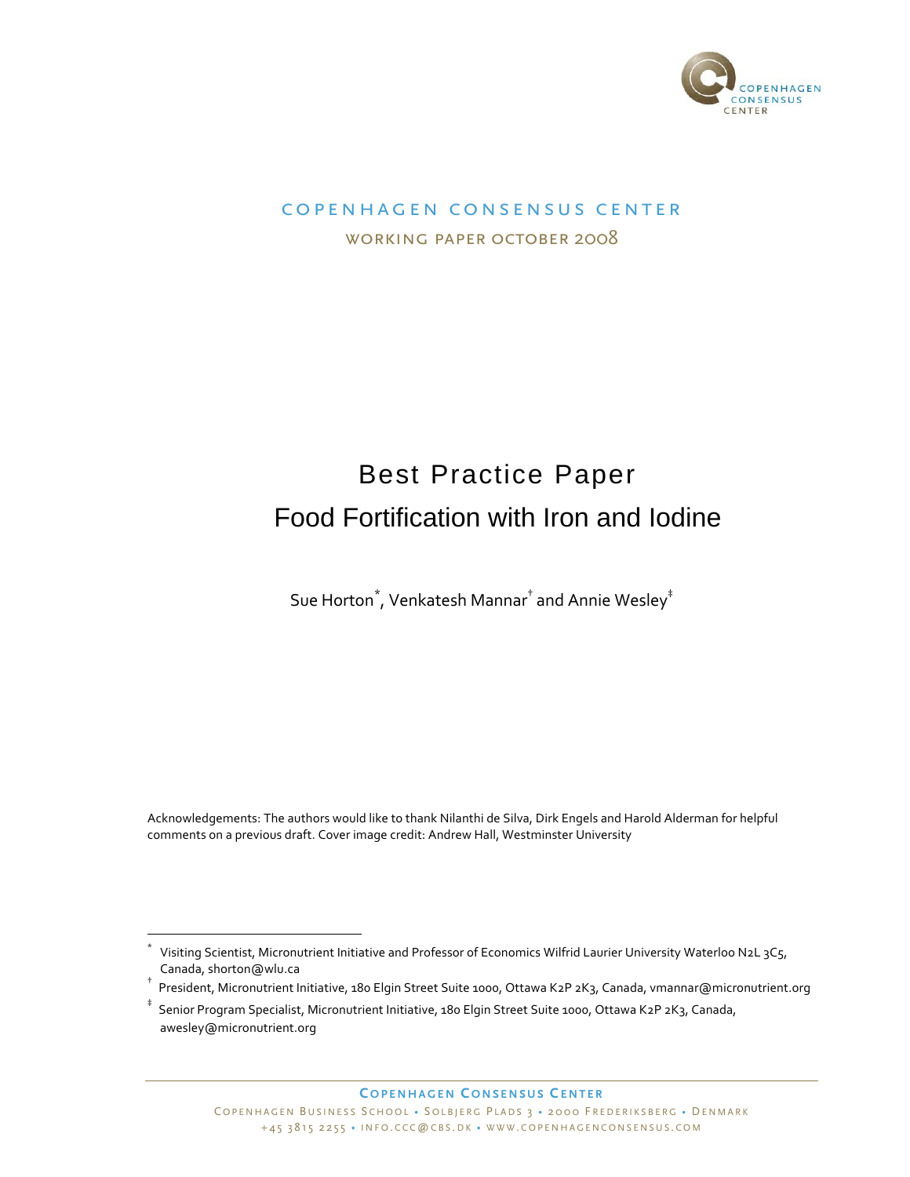COPENHAGEN CONSENSUS CENTER

WORKING PAPER OCTOBER 2008

# Best Practice Paper

## Food Fortification with Iron and Iodine

Sue Horton[*], Venkatesh Mannar[†] and Annie Wesley[‡]

Acknowledgements: The authors would like to thank Nilanthi de Silva, Dirk Engels and Harold Alderman for helpful comments on a previous draft. Cover image credit: Andrew Hall, Westminster University

[*] Visiting Scientist, Micronutrient Initiative and Professor of Economics Wilfrid Laurier University Waterloo N2L 3C5, Canada, shorton@wlu.ca

[†] President, Micronutrient Initiative, 180 Elgin Street Suite 1000, Ottawa K2P 2K3, Canada, vmannar@micronutrient.org

[‡] Senior Program Specialist, Micronutrient Initiative, 180 Elgin Street Suite 1000, Ottawa K2P 2K3, Canada, awesley@micronutrient.org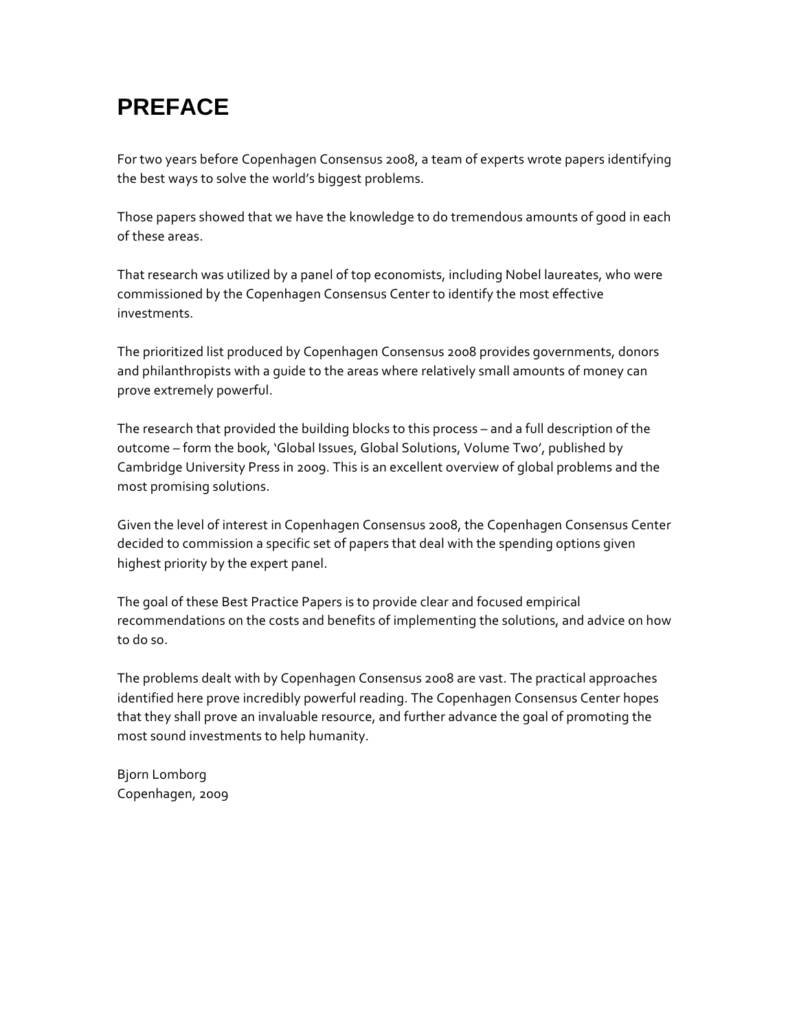# PREFACE

For two years before Copenhagen Consensus 2008, a team of experts wrote papers identifying the best ways to solve the world's biggest problems.

Those papers showed that we have the knowledge to do tremendous amounts of good in each of these areas.

That research was utilized by a panel of top economists, including Nobel laureates, who were commissioned by the Copenhagen Consensus Center to identify the most effective investments.

The prioritized list produced by Copenhagen Consensus 2008 provides governments, donors and philanthropists with a guide to the areas where relatively small amounts of money can prove extremely powerful.

The research that provided the building blocks to this process – and a full description of the outcome – form the book, 'Global Issues, Global Solutions, Volume Two', published by Cambridge University Press in 2009. This is an excellent overview of global problems and the most promising solutions.

Given the level of interest in Copenhagen Consensus 2008, the Copenhagen Consensus Center decided to commission a specific set of papers that deal with the spending options given highest priority by the expert panel.

The goal of these Best Practice Papers is to provide clear and focused empirical recommendations on the costs and benefits of implementing the solutions, and advice on how to do so.

The problems dealt with by Copenhagen Consensus 2008 are vast. The practical approaches identified here prove incredibly powerful reading. The Copenhagen Consensus Center hopes that they shall prove an invaluable resource, and further advance the goal of promoting the most sound investments to help humanity.

Bjorn Lomborg
Copenhagen, 2009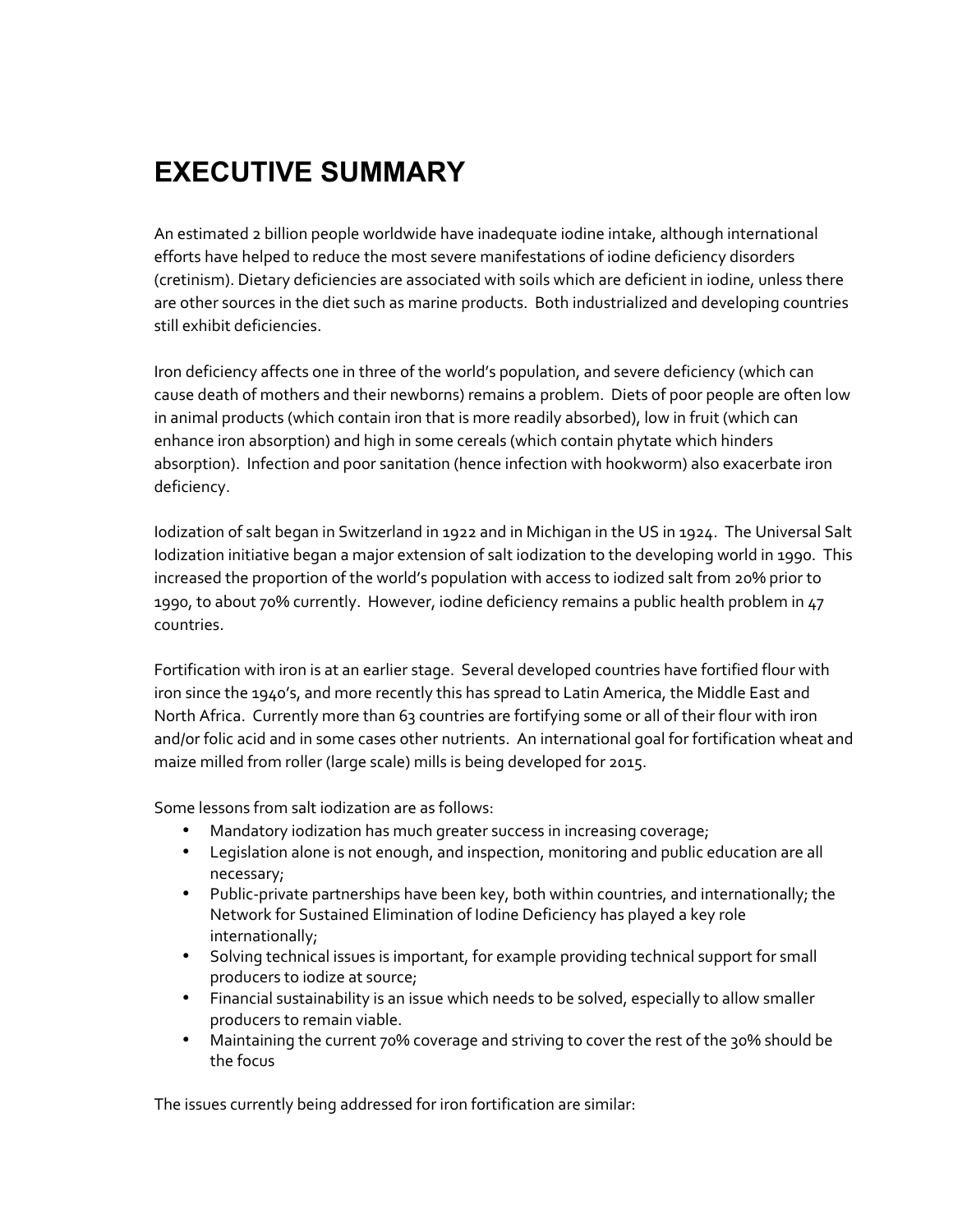# EXECUTIVE SUMMARY

An estimated 2 billion people worldwide have inadequate iodine intake, although international efforts have helped to reduce the most severe manifestations of iodine deficiency disorders (cretinism). Dietary deficiencies are associated with soils which are deficient in iodine, unless there are other sources in the diet such as marine products. Both industrialized and developing countries still exhibit deficiencies.

Iron deficiency affects one in three of the world's population, and severe deficiency (which can cause death of mothers and their newborns) remains a problem. Diets of poor people are often low in animal products (which contain iron that is more readily absorbed), low in fruit (which can enhance iron absorption) and high in some cereals (which contain phytate which hinders absorption). Infection and poor sanitation (hence infection with hookworm) also exacerbate iron deficiency.

Iodization of salt began in Switzerland in 1922 and in Michigan in the US in 1924. The Universal Salt Iodization initiative began a major extension of salt iodization to the developing world in 1990. This increased the proportion of the world's population with access to iodized salt from 20% prior to 1990, to about 70% currently. However, iodine deficiency remains a public health problem in 47 countries.

Fortification with iron is at an earlier stage. Several developed countries have fortified flour with iron since the 1940's, and more recently this has spread to Latin America, the Middle East and North Africa. Currently more than 63 countries are fortifying some or all of their flour with iron and/or folic acid and in some cases other nutrients. An international goal for fortification wheat and maize milled from roller (large scale) mills is being developed for 2015.

Some lessons from salt iodization are as follows:

- Mandatory iodization has much greater success in increasing coverage;
- Legislation alone is not enough, and inspection, monitoring and public education are all necessary;
- Public-private partnerships have been key, both within countries, and internationally; the Network for Sustained Elimination of Iodine Deficiency has played a key role internationally;
- Solving technical issues is important, for example providing technical support for small producers to iodize at source;
- Financial sustainability is an issue which needs to be solved, especially to allow smaller producers to remain viable.
- Maintaining the current 70% coverage and striving to cover the rest of the 30% should be the focus

The issues currently being addressed for iron fortification are similar: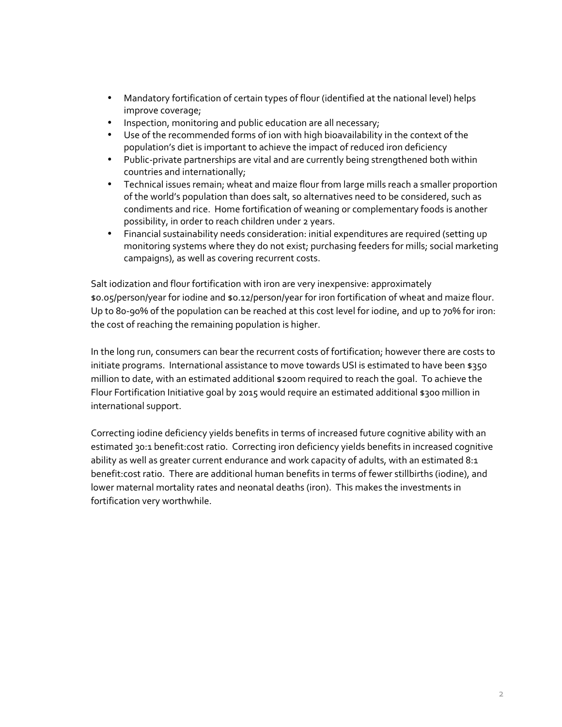- Mandatory fortification of certain types of flour (identified at the national level) helps improve coverage;
- Inspection, monitoring and public education are all necessary;
- Use of the recommended forms of ion with high bioavailability in the context of the population's diet is important to achieve the impact of reduced iron deficiency
- Public-private partnerships are vital and are currently being strengthened both within countries and internationally;
- Technical issues remain; wheat and maize flour from large mills reach a smaller proportion of the world's population than does salt, so alternatives need to be considered, such as condiments and rice. Home fortification of weaning or complementary foods is another possibility, in order to reach children under 2 years.
- Financial sustainability needs consideration: initial expenditures are required (setting up monitoring systems where they do not exist; purchasing feeders for mills; social marketing campaigns), as well as covering recurrent costs.

Salt iodization and flour fortification with iron are very inexpensive: approximately $0.05/person/year for iodine and $0.12/person/year for iron fortification of wheat and maize flour. Up to 80-90% of the population can be reached at this cost level for iodine, and up to 70% for iron: the cost of reaching the remaining population is higher.

In the long run, consumers can bear the recurrent costs of fortification; however there are costs to initiate programs. International assistance to move towards USI is estimated to have been $350 million to date, with an estimated additional $200m required to reach the goal. To achieve the Flour Fortification Initiative goal by 2015 would require an estimated additional $300 million in international support.

Correcting iodine deficiency yields benefits in terms of increased future cognitive ability with an estimated 30:1 benefit:cost ratio. Correcting iron deficiency yields benefits in increased cognitive ability as well as greater current endurance and work capacity of adults, with an estimated 8:1 benefit:cost ratio. There are additional human benefits in terms of fewer stillbirths (iodine), and lower maternal mortality rates and neonatal deaths (iron). This makes the investments in fortification very worthwhile.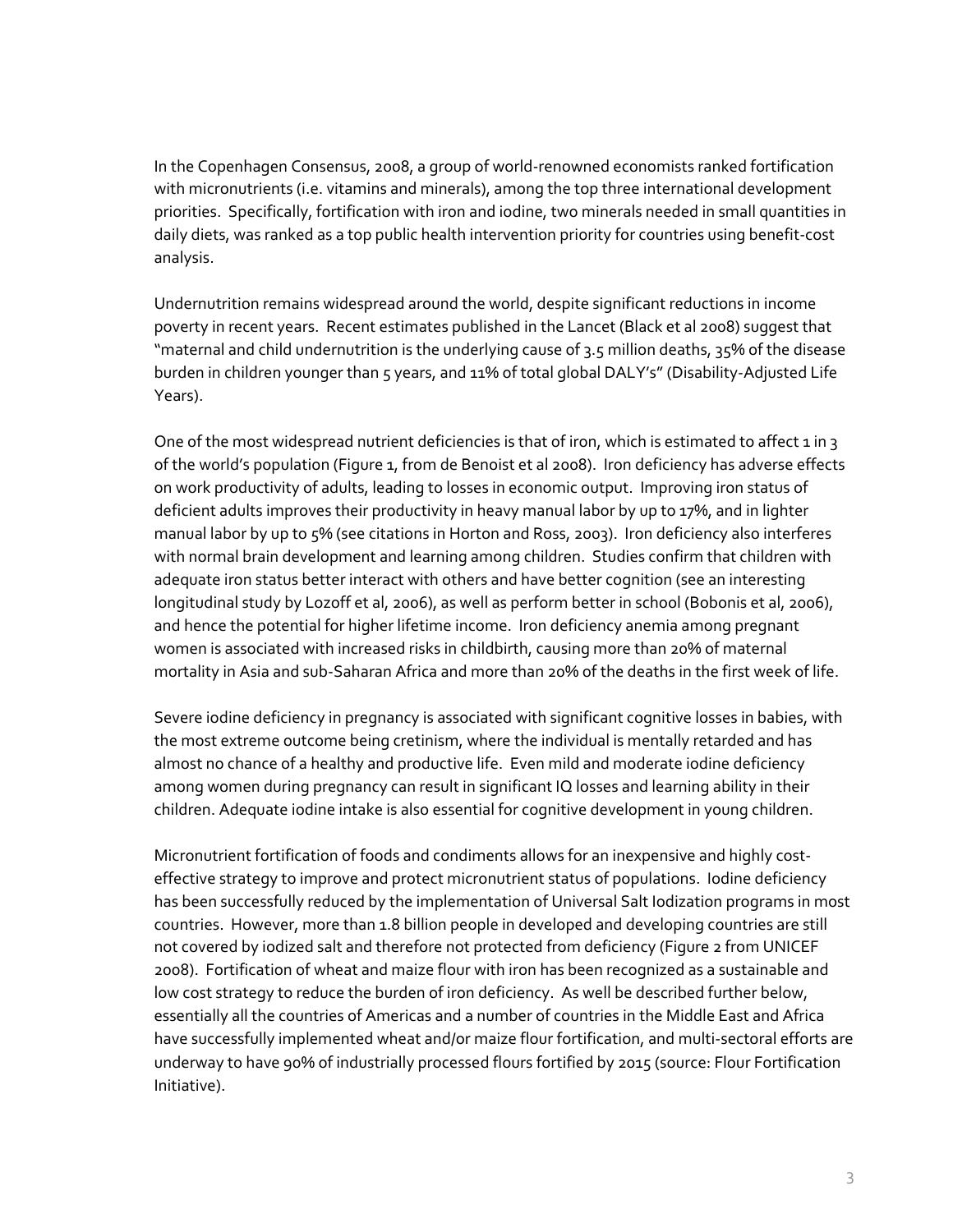In the Copenhagen Consensus, 2008, a group of world-renowned economists ranked fortification with micronutrients (i.e. vitamins and minerals), among the top three international development priorities. Specifically, fortification with iron and iodine, two minerals needed in small quantities in daily diets, was ranked as a top public health intervention priority for countries using benefit-cost analysis.

Undernutrition remains widespread around the world, despite significant reductions in income poverty in recent years. Recent estimates published in the Lancet (Black et al 2008) suggest that "maternal and child undernutrition is the underlying cause of 3.5 million deaths, 35% of the disease burden in children younger than 5 years, and 11% of total global DALY's" (Disability-Adjusted Life Years).

One of the most widespread nutrient deficiencies is that of iron, which is estimated to affect 1 in 3 of the world's population (Figure 1, from de Benoist et al 2008). Iron deficiency has adverse effects on work productivity of adults, leading to losses in economic output. Improving iron status of deficient adults improves their productivity in heavy manual labor by up to 17%, and in lighter manual labor by up to 5% (see citations in Horton and Ross, 2003). Iron deficiency also interferes with normal brain development and learning among children. Studies confirm that children with adequate iron status better interact with others and have better cognition (see an interesting longitudinal study by Lozoff et al, 2006), as well as perform better in school (Bobonis et al, 2006), and hence the potential for higher lifetime income. Iron deficiency anemia among pregnant women is associated with increased risks in childbirth, causing more than 20% of maternal mortality in Asia and sub-Saharan Africa and more than 20% of the deaths in the first week of life.

Severe iodine deficiency in pregnancy is associated with significant cognitive losses in babies, with the most extreme outcome being cretinism, where the individual is mentally retarded and has almost no chance of a healthy and productive life. Even mild and moderate iodine deficiency among women during pregnancy can result in significant IQ losses and learning ability in their children. Adequate iodine intake is also essential for cognitive development in young children.

Micronutrient fortification of foods and condiments allows for an inexpensive and highly cost-effective strategy to improve and protect micronutrient status of populations. Iodine deficiency has been successfully reduced by the implementation of Universal Salt Iodization programs in most countries. However, more than 1.8 billion people in developed and developing countries are still not covered by iodized salt and therefore not protected from deficiency (Figure 2 from UNICEF 2008). Fortification of wheat and maize flour with iron has been recognized as a sustainable and low cost strategy to reduce the burden of iron deficiency. As well be described further below, essentially all the countries of Americas and a number of countries in the Middle East and Africa have successfully implemented wheat and/or maize flour fortification, and multi-sectoral efforts are underway to have 90% of industrially processed flours fortified by 2015 (source: Flour Fortification Initiative).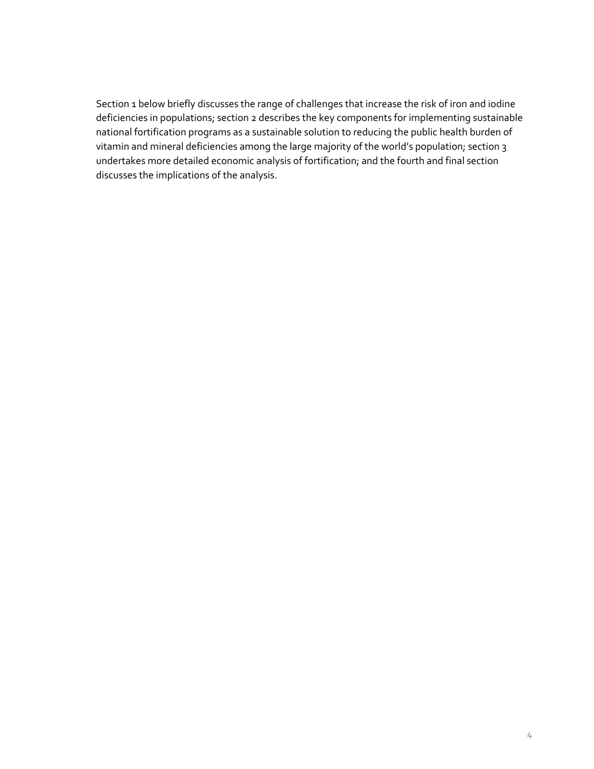Section 1 below briefly discusses the range of challenges that increase the risk of iron and iodine deficiencies in populations; section 2 describes the key components for implementing sustainable national fortification programs as a sustainable solution to reducing the public health burden of vitamin and mineral deficiencies among the large majority of the world's population; section 3 undertakes more detailed economic analysis of fortification; and the fourth and final section discusses the implications of the analysis.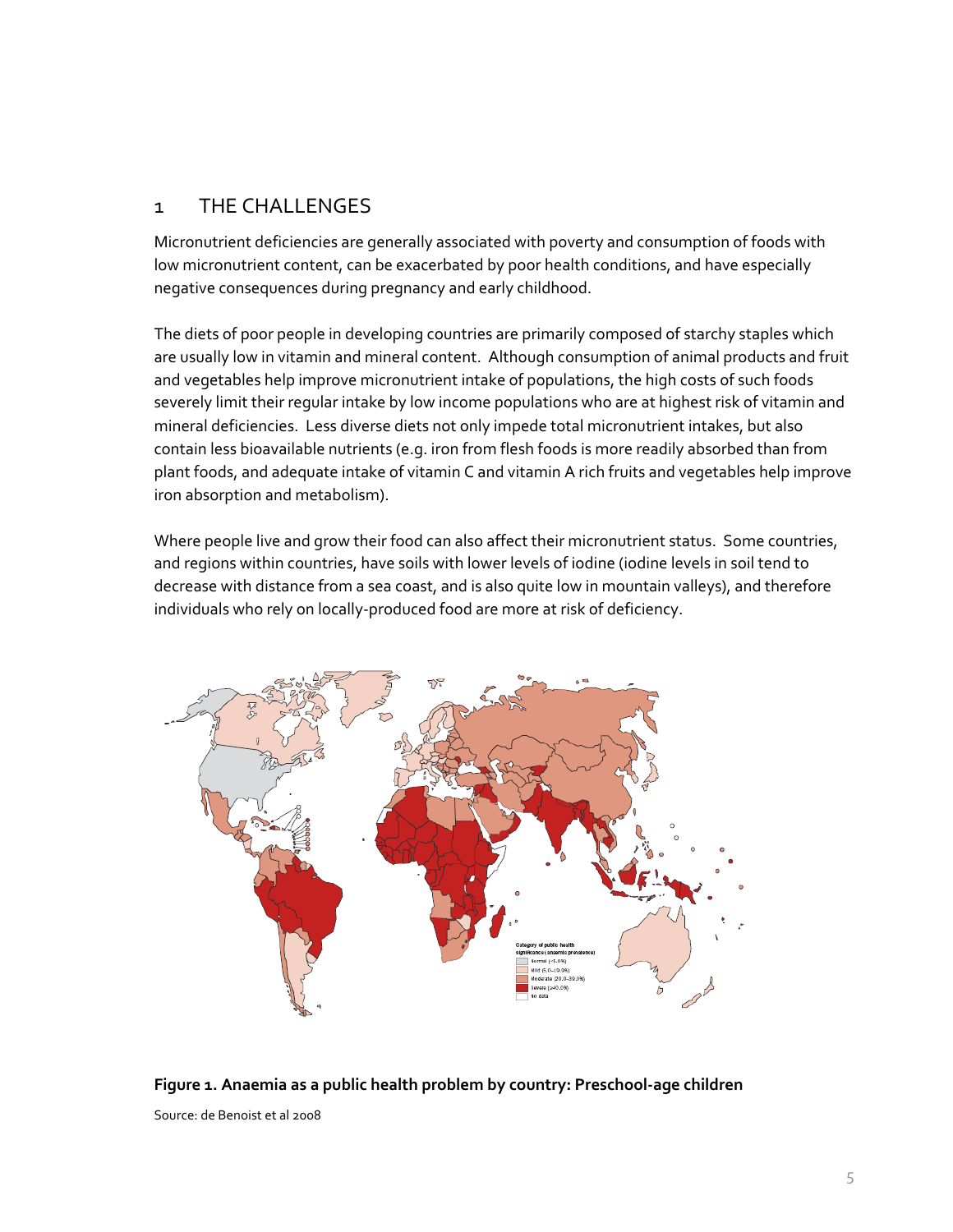# 1 THE CHALLENGES

Micronutrient deficiencies are generally associated with poverty and consumption of foods with low micronutrient content, can be exacerbated by poor health conditions, and have especially negative consequences during pregnancy and early childhood.

The diets of poor people in developing countries are primarily composed of starchy staples which are usually low in vitamin and mineral content. Although consumption of animal products and fruit and vegetables help improve micronutrient intake of populations, the high costs of such foods severely limit their regular intake by low income populations who are at highest risk of vitamin and mineral deficiencies. Less diverse diets not only impede total micronutrient intakes, but also contain less bioavailable nutrients (e.g. iron from flesh foods is more readily absorbed than from plant foods, and adequate intake of vitamin C and vitamin A rich fruits and vegetables help improve iron absorption and metabolism).

Where people live and grow their food can also affect their micronutrient status. Some countries, and regions within countries, have soils with lower levels of iodine (iodine levels in soil tend to decrease with distance from a sea coast, and is also quite low in mountain valleys), and therefore individuals who rely on locally-produced food are more at risk of deficiency.

**Figure 1. Anaemia as a public health problem by country: Preschool-age children**

Source: de Benoist et al 2008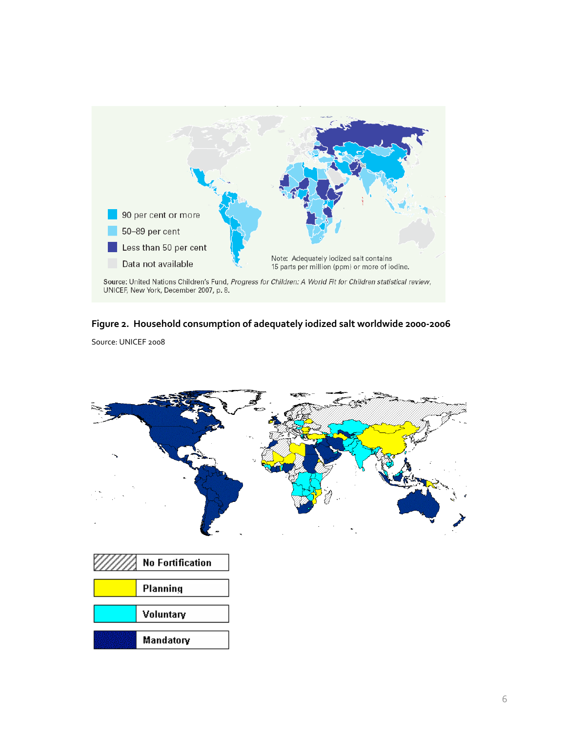**Figure 2. Household consumption of adequately iodized salt worldwide 2000-2006**

Source: UNICEF 2008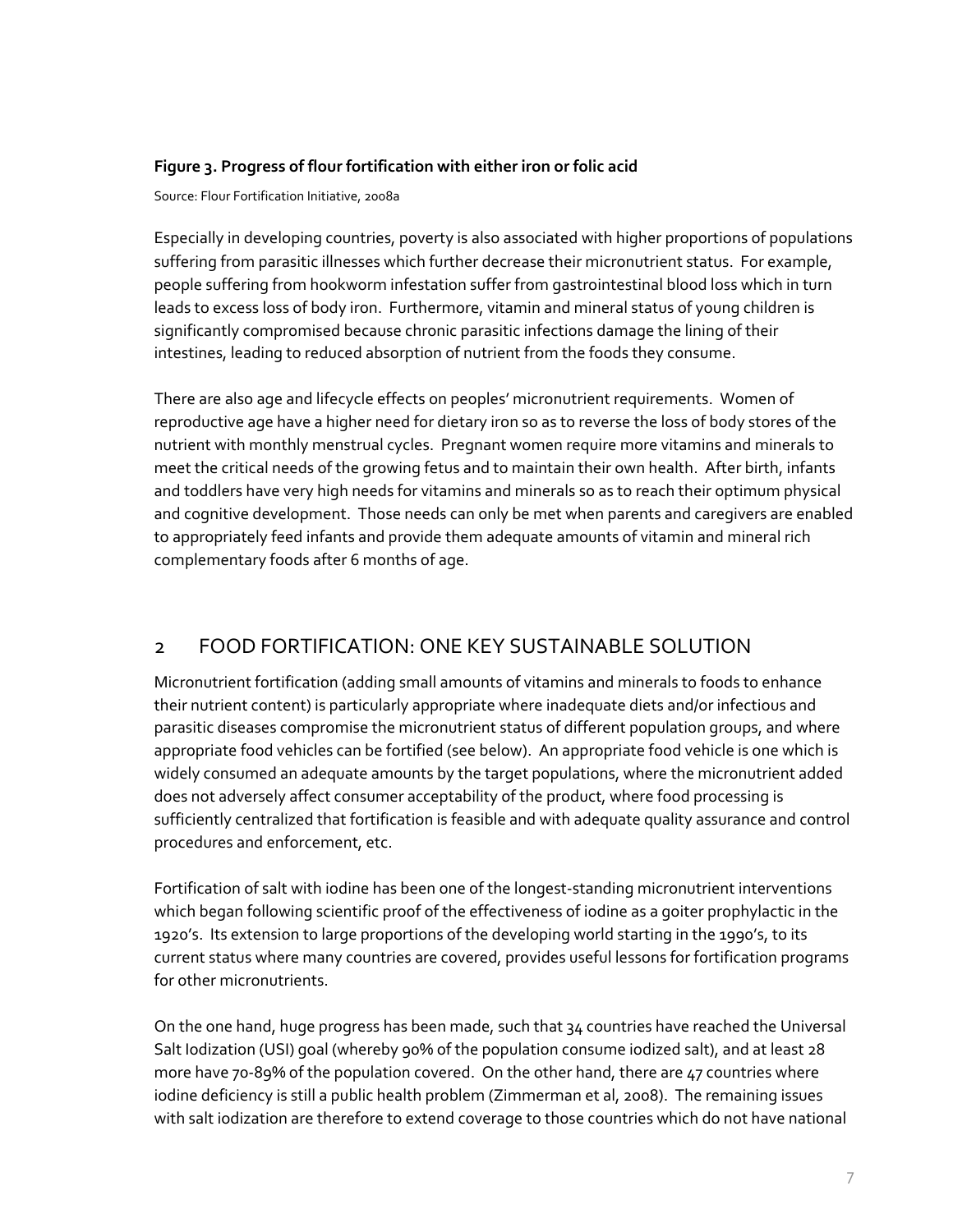**Figure 3. Progress of flour fortification with either iron or folic acid**

Source: Flour Fortification Initiative, 2008a

Especially in developing countries, poverty is also associated with higher proportions of populations suffering from parasitic illnesses which further decrease their micronutrient status. For example, people suffering from hookworm infestation suffer from gastrointestinal blood loss which in turn leads to excess loss of body iron. Furthermore, vitamin and mineral status of young children is significantly compromised because chronic parasitic infections damage the lining of their intestines, leading to reduced absorption of nutrient from the foods they consume.

There are also age and lifecycle effects on peoples' micronutrient requirements. Women of reproductive age have a higher need for dietary iron so as to reverse the loss of body stores of the nutrient with monthly menstrual cycles. Pregnant women require more vitamins and minerals to meet the critical needs of the growing fetus and to maintain their own health. After birth, infants and toddlers have very high needs for vitamins and minerals so as to reach their optimum physical and cognitive development. Those needs can only be met when parents and caregivers are enabled to appropriately feed infants and provide them adequate amounts of vitamin and mineral rich complementary foods after 6 months of age.

## 2 FOOD FORTIFICATION: ONE KEY SUSTAINABLE SOLUTION

Micronutrient fortification (adding small amounts of vitamins and minerals to foods to enhance their nutrient content) is particularly appropriate where inadequate diets and/or infectious and parasitic diseases compromise the micronutrient status of different population groups, and where appropriate food vehicles can be fortified (see below). An appropriate food vehicle is one which is widely consumed an adequate amounts by the target populations, where the micronutrient added does not adversely affect consumer acceptability of the product, where food processing is sufficiently centralized that fortification is feasible and with adequate quality assurance and control procedures and enforcement, etc.

Fortification of salt with iodine has been one of the longest-standing micronutrient interventions which began following scientific proof of the effectiveness of iodine as a goiter prophylactic in the 1920's. Its extension to large proportions of the developing world starting in the 1990's, to its current status where many countries are covered, provides useful lessons for fortification programs for other micronutrients.

On the one hand, huge progress has been made, such that 34 countries have reached the Universal Salt Iodization (USI) goal (whereby 90% of the population consume iodized salt), and at least 28 more have 70-89% of the population covered. On the other hand, there are 47 countries where iodine deficiency is still a public health problem (Zimmerman et al, 2008). The remaining issues with salt iodization are therefore to extend coverage to those countries which do not have national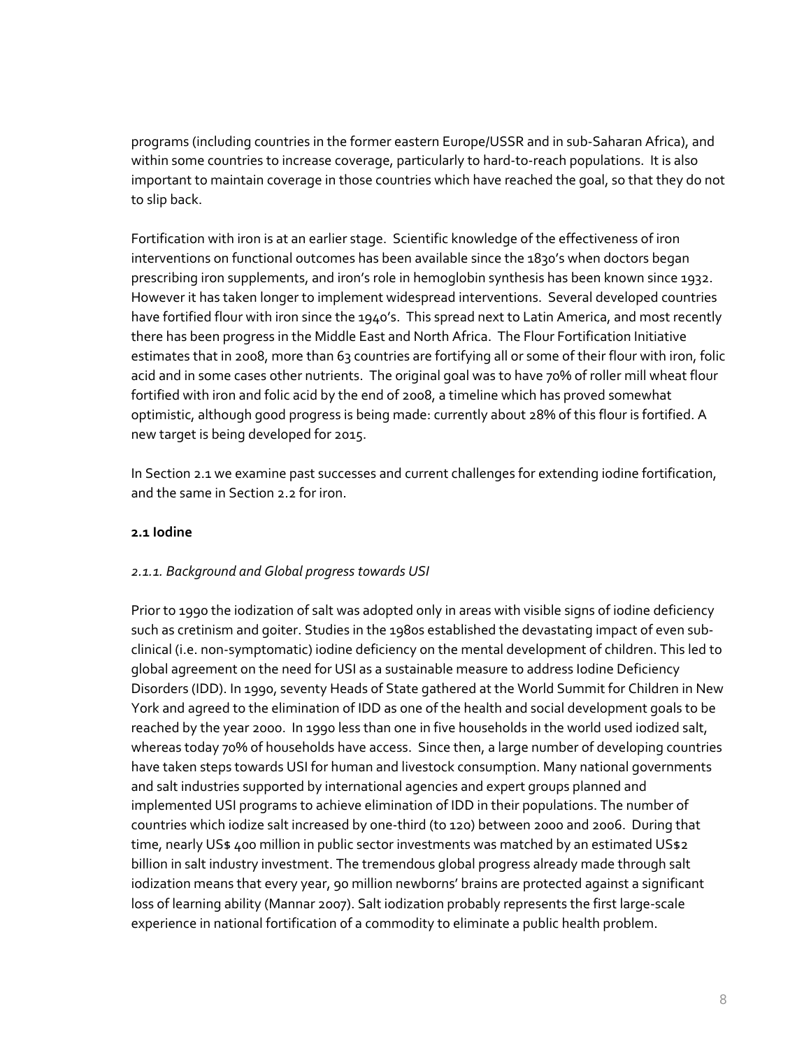programs (including countries in the former eastern Europe/USSR and in sub-Saharan Africa), and within some countries to increase coverage, particularly to hard-to-reach populations. It is also important to maintain coverage in those countries which have reached the goal, so that they do not to slip back.

Fortification with iron is at an earlier stage. Scientific knowledge of the effectiveness of iron interventions on functional outcomes has been available since the 1830's when doctors began prescribing iron supplements, and iron's role in hemoglobin synthesis has been known since 1932. However it has taken longer to implement widespread interventions. Several developed countries have fortified flour with iron since the 1940's. This spread next to Latin America, and most recently there has been progress in the Middle East and North Africa. The Flour Fortification Initiative estimates that in 2008, more than 63 countries are fortifying all or some of their flour with iron, folic acid and in some cases other nutrients. The original goal was to have 70% of roller mill wheat flour fortified with iron and folic acid by the end of 2008, a timeline which has proved somewhat optimistic, although good progress is being made: currently about 28% of this flour is fortified. A new target is being developed for 2015.

In Section 2.1 we examine past successes and current challenges for extending iodine fortification, and the same in Section 2.2 for iron.

### 2.1 Iodine

#### *2.1.1. Background and Global progress towards USI*

Prior to 1990 the iodization of salt was adopted only in areas with visible signs of iodine deficiency such as cretinism and goiter. Studies in the 1980s established the devastating impact of even sub-clinical (i.e. non-symptomatic) iodine deficiency on the mental development of children. This led to global agreement on the need for USI as a sustainable measure to address Iodine Deficiency Disorders (IDD). In 1990, seventy Heads of State gathered at the World Summit for Children in New York and agreed to the elimination of IDD as one of the health and social development goals to be reached by the year 2000. In 1990 less than one in five households in the world used iodized salt, whereas today 70% of households have access. Since then, a large number of developing countries have taken steps towards USI for human and livestock consumption. Many national governments and salt industries supported by international agencies and expert groups planned and implemented USI programs to achieve elimination of IDD in their populations. The number of countries which iodize salt increased by one-third (to 120) between 2000 and 2006. During that time, nearly US$ 400 million in public sector investments was matched by an estimated US$2 billion in salt industry investment. The tremendous global progress already made through salt iodization means that every year, 90 million newborns' brains are protected against a significant loss of learning ability (Mannar 2007). Salt iodization probably represents the first large-scale experience in national fortification of a commodity to eliminate a public health problem.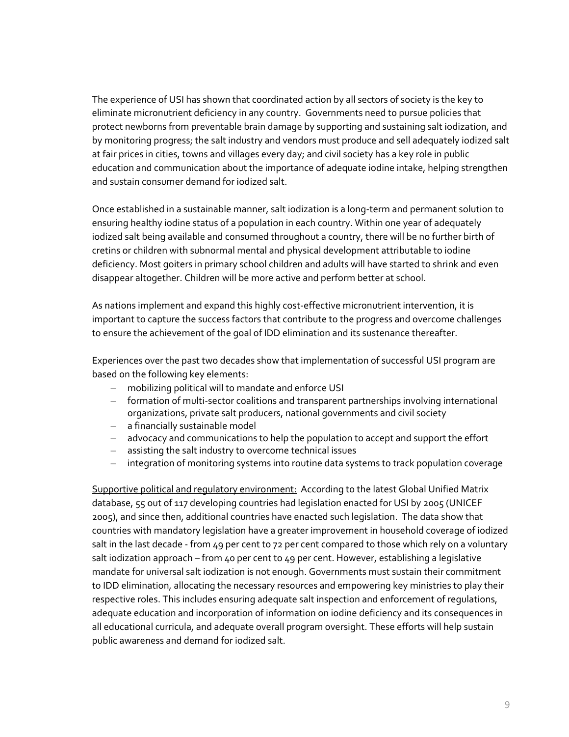The experience of USI has shown that coordinated action by all sectors of society is the key to eliminate micronutrient deficiency in any country. Governments need to pursue policies that protect newborns from preventable brain damage by supporting and sustaining salt iodization, and by monitoring progress; the salt industry and vendors must produce and sell adequately iodized salt at fair prices in cities, towns and villages every day; and civil society has a key role in public education and communication about the importance of adequate iodine intake, helping strengthen and sustain consumer demand for iodized salt.

Once established in a sustainable manner, salt iodization is a long-term and permanent solution to ensuring healthy iodine status of a population in each country. Within one year of adequately iodized salt being available and consumed throughout a country, there will be no further birth of cretins or children with subnormal mental and physical development attributable to iodine deficiency. Most goiters in primary school children and adults will have started to shrink and even disappear altogether. Children will be more active and perform better at school.

As nations implement and expand this highly cost-effective micronutrient intervention, it is important to capture the success factors that contribute to the progress and overcome challenges to ensure the achievement of the goal of IDD elimination and its sustenance thereafter.

Experiences over the past two decades show that implementation of successful USI program are based on the following key elements:

- mobilizing political will to mandate and enforce USI
- formation of multi-sector coalitions and transparent partnerships involving international organizations, private salt producers, national governments and civil society
- a financially sustainable model
- advocacy and communications to help the population to accept and support the effort
- assisting the salt industry to overcome technical issues
- integration of monitoring systems into routine data systems to track population coverage

<u>Supportive political and regulatory environment:</u> According to the latest Global Unified Matrix database, 55 out of 117 developing countries had legislation enacted for USI by 2005 (UNICEF 2005), and since then, additional countries have enacted such legislation. The data show that countries with mandatory legislation have a greater improvement in household coverage of iodized salt in the last decade - from 49 per cent to 72 per cent compared to those which rely on a voluntary salt iodization approach – from 40 per cent to 49 per cent. However, establishing a legislative mandate for universal salt iodization is not enough. Governments must sustain their commitment to IDD elimination, allocating the necessary resources and empowering key ministries to play their respective roles. This includes ensuring adequate salt inspection and enforcement of regulations, adequate education and incorporation of information on iodine deficiency and its consequences in all educational curricula, and adequate overall program oversight. These efforts will help sustain public awareness and demand for iodized salt.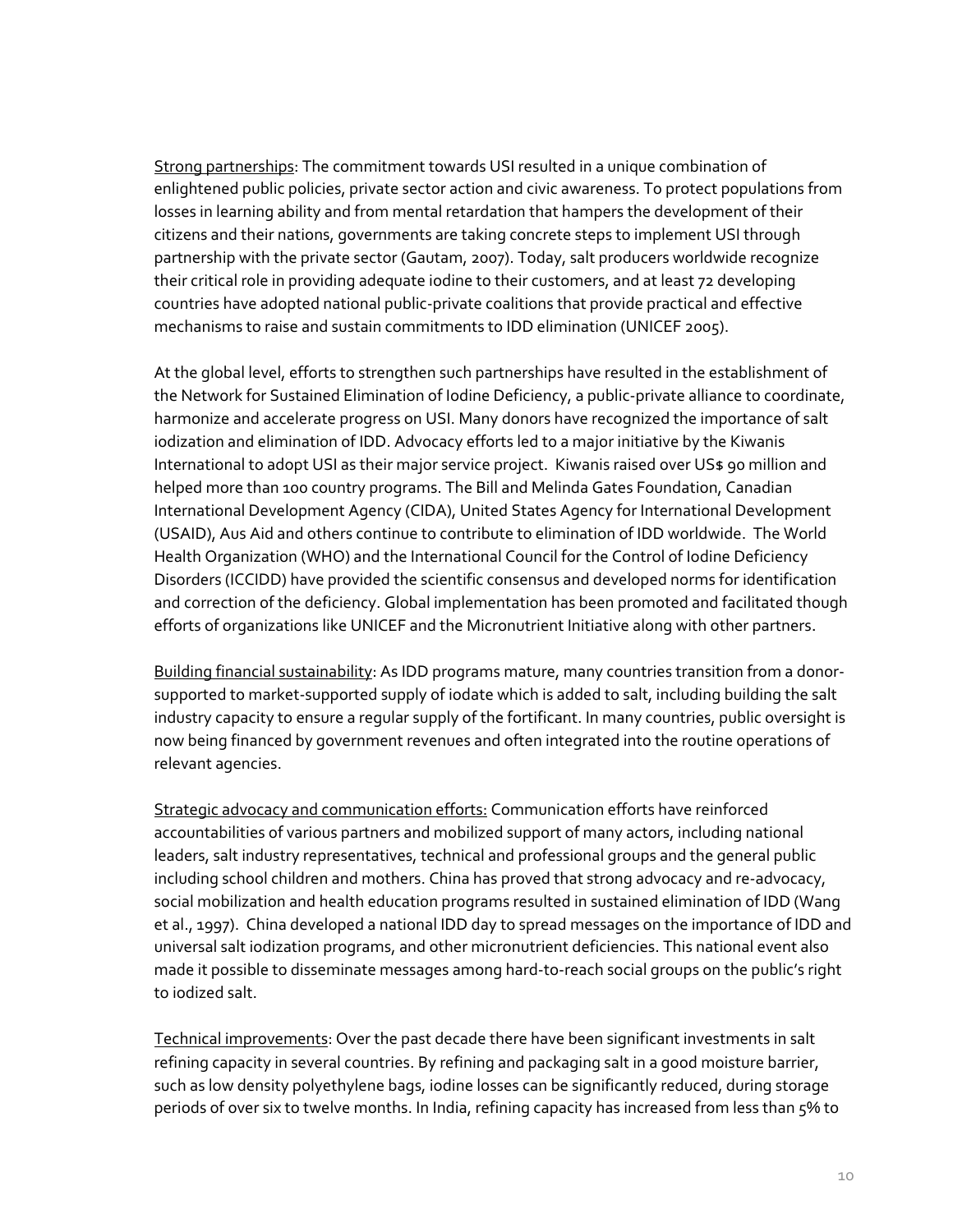Strong partnerships: The commitment towards USI resulted in a unique combination of enlightened public policies, private sector action and civic awareness. To protect populations from losses in learning ability and from mental retardation that hampers the development of their citizens and their nations, governments are taking concrete steps to implement USI through partnership with the private sector (Gautam, 2007). Today, salt producers worldwide recognize their critical role in providing adequate iodine to their customers, and at least 72 developing countries have adopted national public-private coalitions that provide practical and effective mechanisms to raise and sustain commitments to IDD elimination (UNICEF 2005).

At the global level, efforts to strengthen such partnerships have resulted in the establishment of the Network for Sustained Elimination of Iodine Deficiency, a public-private alliance to coordinate, harmonize and accelerate progress on USI. Many donors have recognized the importance of salt iodization and elimination of IDD. Advocacy efforts led to a major initiative by the Kiwanis International to adopt USI as their major service project. Kiwanis raised over US$ 90 million and helped more than 100 country programs. The Bill and Melinda Gates Foundation, Canadian International Development Agency (CIDA), United States Agency for International Development (USAID), Aus Aid and others continue to contribute to elimination of IDD worldwide. The World Health Organization (WHO) and the International Council for the Control of Iodine Deficiency Disorders (ICCIDD) have provided the scientific consensus and developed norms for identification and correction of the deficiency. Global implementation has been promoted and facilitated though efforts of organizations like UNICEF and the Micronutrient Initiative along with other partners.

Building financial sustainability: As IDD programs mature, many countries transition from a donor-supported to market-supported supply of iodate which is added to salt, including building the salt industry capacity to ensure a regular supply of the fortificant. In many countries, public oversight is now being financed by government revenues and often integrated into the routine operations of relevant agencies.

Strategic advocacy and communication efforts: Communication efforts have reinforced accountabilities of various partners and mobilized support of many actors, including national leaders, salt industry representatives, technical and professional groups and the general public including school children and mothers. China has proved that strong advocacy and re-advocacy, social mobilization and health education programs resulted in sustained elimination of IDD (Wang et al., 1997). China developed a national IDD day to spread messages on the importance of IDD and universal salt iodization programs, and other micronutrient deficiencies. This national event also made it possible to disseminate messages among hard-to-reach social groups on the public's right to iodized salt.

Technical improvements: Over the past decade there have been significant investments in salt refining capacity in several countries. By refining and packaging salt in a good moisture barrier, such as low density polyethylene bags, iodine losses can be significantly reduced, during storage periods of over six to twelve months. In India, refining capacity has increased from less than 5% to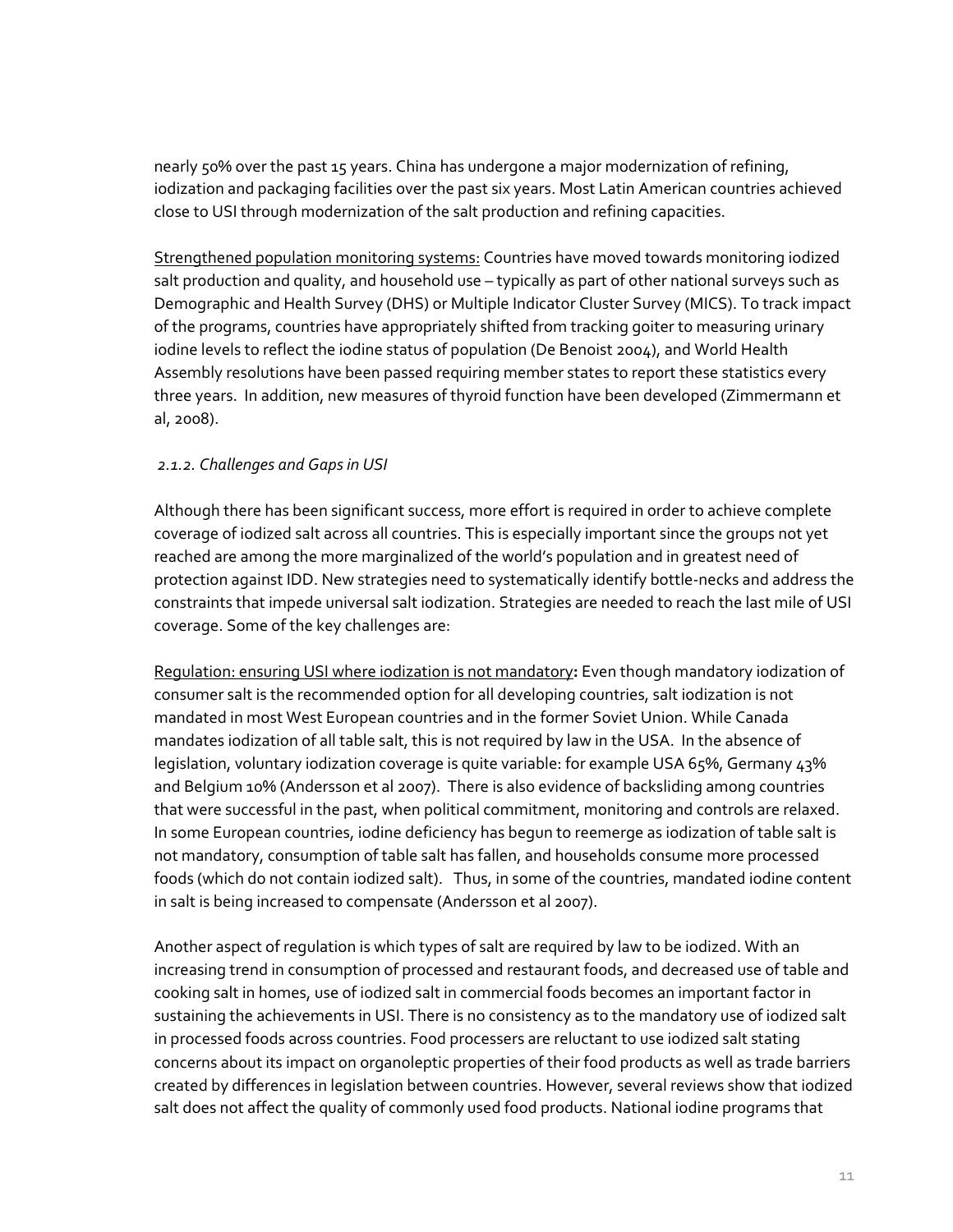nearly 50% over the past 15 years. China has undergone a major modernization of refining, iodization and packaging facilities over the past six years. Most Latin American countries achieved close to USI through modernization of the salt production and refining capacities.

<u>Strengthened population monitoring systems:</u> Countries have moved towards monitoring iodized salt production and quality, and household use – typically as part of other national surveys such as Demographic and Health Survey (DHS) or Multiple Indicator Cluster Survey (MICS). To track impact of the programs, countries have appropriately shifted from tracking goiter to measuring urinary iodine levels to reflect the iodine status of population (De Benoist 2004), and World Health Assembly resolutions have been passed requiring member states to report these statistics every three years. In addition, new measures of thyroid function have been developed (Zimmermann et al, 2008).

### *2.1.2. Challenges and Gaps in USI*

Although there has been significant success, more effort is required in order to achieve complete coverage of iodized salt across all countries. This is especially important since the groups not yet reached are among the more marginalized of the world's population and in greatest need of protection against IDD. New strategies need to systematically identify bottle-necks and address the constraints that impede universal salt iodization. Strategies are needed to reach the last mile of USI coverage. Some of the key challenges are:

<u>Regulation: ensuring USI where iodization is not mandatory</u>**:** Even though mandatory iodization of consumer salt is the recommended option for all developing countries, salt iodization is not mandated in most West European countries and in the former Soviet Union. While Canada mandates iodization of all table salt, this is not required by law in the USA. In the absence of legislation, voluntary iodization coverage is quite variable: for example USA 65%, Germany 43% and Belgium 10% (Andersson et al 2007). There is also evidence of backsliding among countries that were successful in the past, when political commitment, monitoring and controls are relaxed. In some European countries, iodine deficiency has begun to reemerge as iodization of table salt is not mandatory, consumption of table salt has fallen, and households consume more processed foods (which do not contain iodized salt). Thus, in some of the countries, mandated iodine content in salt is being increased to compensate (Andersson et al 2007).

Another aspect of regulation is which types of salt are required by law to be iodized. With an increasing trend in consumption of processed and restaurant foods, and decreased use of table and cooking salt in homes, use of iodized salt in commercial foods becomes an important factor in sustaining the achievements in USI. There is no consistency as to the mandatory use of iodized salt in processed foods across countries. Food processers are reluctant to use iodized salt stating concerns about its impact on organoleptic properties of their food products as well as trade barriers created by differences in legislation between countries. However, several reviews show that iodized salt does not affect the quality of commonly used food products. National iodine programs that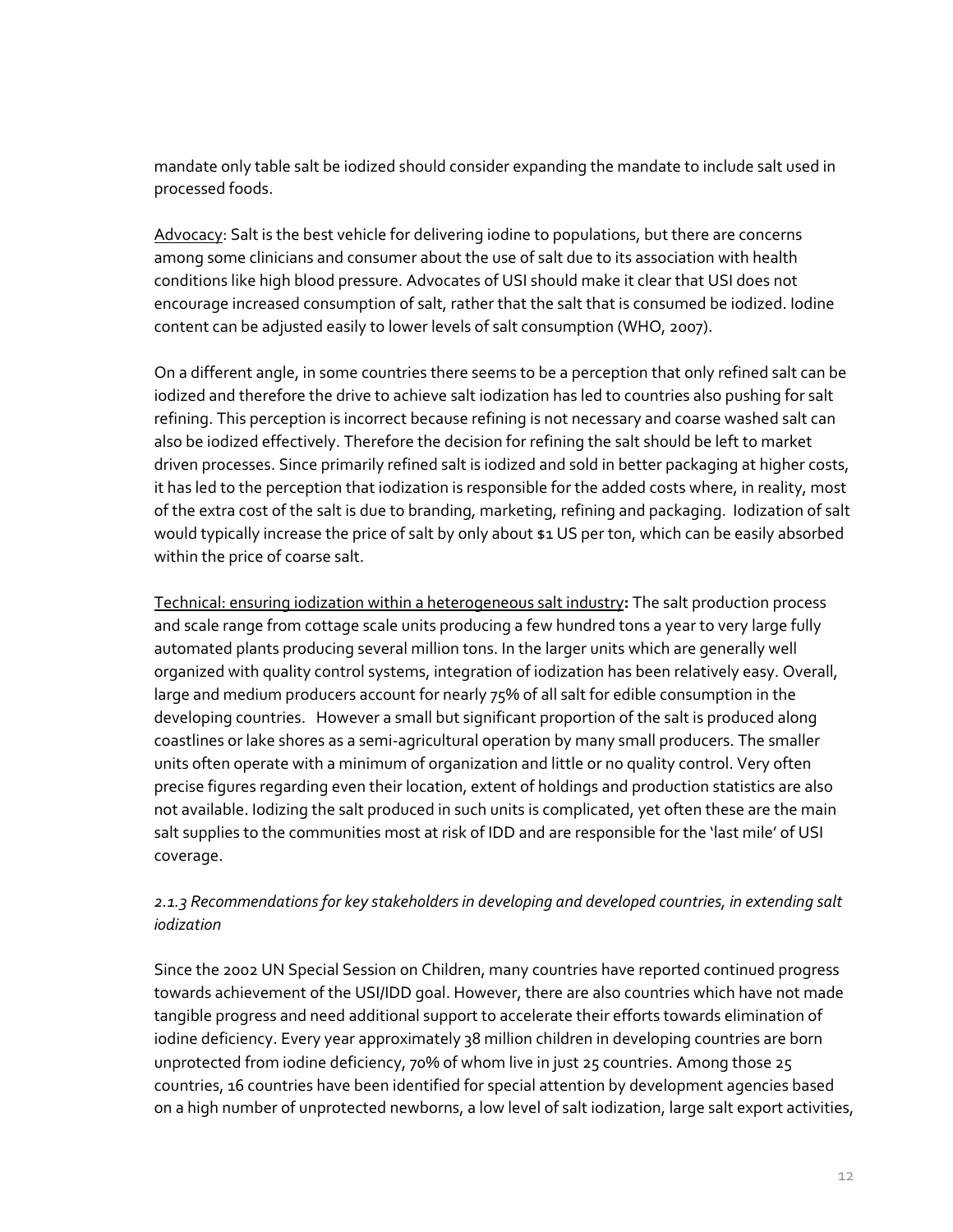mandate only table salt be iodized should consider expanding the mandate to include salt used in processed foods.

<u>Advocacy</u>: Salt is the best vehicle for delivering iodine to populations, but there are concerns among some clinicians and consumer about the use of salt due to its association with health conditions like high blood pressure. Advocates of USI should make it clear that USI does not encourage increased consumption of salt, rather that the salt that is consumed be iodized. Iodine content can be adjusted easily to lower levels of salt consumption (WHO, 2007).

On a different angle, in some countries there seems to be a perception that only refined salt can be iodized and therefore the drive to achieve salt iodization has led to countries also pushing for salt refining. This perception is incorrect because refining is not necessary and coarse washed salt can also be iodized effectively. Therefore the decision for refining the salt should be left to market driven processes. Since primarily refined salt is iodized and sold in better packaging at higher costs, it has led to the perception that iodization is responsible for the added costs where, in reality, most of the extra cost of the salt is due to branding, marketing, refining and packaging. Iodization of salt would typically increase the price of salt by only about $1 US per ton, which can be easily absorbed within the price of coarse salt.

<u>Technical: ensuring iodization within a heterogeneous salt industry</u>**:** The salt production process and scale range from cottage scale units producing a few hundred tons a year to very large fully automated plants producing several million tons. In the larger units which are generally well organized with quality control systems, integration of iodization has been relatively easy. Overall, large and medium producers account for nearly 75% of all salt for edible consumption in the developing countries. However a small but significant proportion of the salt is produced along coastlines or lake shores as a semi-agricultural operation by many small producers. The smaller units often operate with a minimum of organization and little or no quality control. Very often precise figures regarding even their location, extent of holdings and production statistics are also not available. Iodizing the salt produced in such units is complicated, yet often these are the main salt supplies to the communities most at risk of IDD and are responsible for the 'last mile' of USI coverage.

### *2.1.3 Recommendations for key stakeholders in developing and developed countries, in extending salt iodization*

Since the 2002 UN Special Session on Children, many countries have reported continued progress towards achievement of the USI/IDD goal. However, there are also countries which have not made tangible progress and need additional support to accelerate their efforts towards elimination of iodine deficiency. Every year approximately 38 million children in developing countries are born unprotected from iodine deficiency, 70% of whom live in just 25 countries. Among those 25 countries, 16 countries have been identified for special attention by development agencies based on a high number of unprotected newborns, a low level of salt iodization, large salt export activities,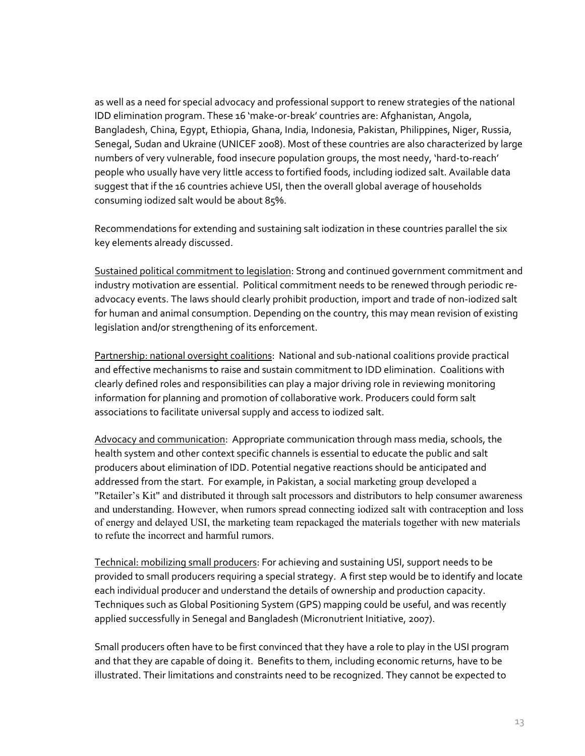as well as a need for special advocacy and professional support to renew strategies of the national IDD elimination program. These 16 'make-or-break' countries are: Afghanistan, Angola, Bangladesh, China, Egypt, Ethiopia, Ghana, India, Indonesia, Pakistan, Philippines, Niger, Russia, Senegal, Sudan and Ukraine (UNICEF 2008). Most of these countries are also characterized by large numbers of very vulnerable, food insecure population groups, the most needy, 'hard-to-reach' people who usually have very little access to fortified foods, including iodized salt. Available data suggest that if the 16 countries achieve USI, then the overall global average of households consuming iodized salt would be about 85%.

Recommendations for extending and sustaining salt iodization in these countries parallel the six key elements already discussed.

<u>Sustained political commitment to legislation</u>: Strong and continued government commitment and industry motivation are essential. Political commitment needs to be renewed through periodic re-advocacy events. The laws should clearly prohibit production, import and trade of non-iodized salt for human and animal consumption. Depending on the country, this may mean revision of existing legislation and/or strengthening of its enforcement.

<u>Partnership: national oversight coalitions</u>: National and sub-national coalitions provide practical and effective mechanisms to raise and sustain commitment to IDD elimination. Coalitions with clearly defined roles and responsibilities can play a major driving role in reviewing monitoring information for planning and promotion of collaborative work. Producers could form salt associations to facilitate universal supply and access to iodized salt.

<u>Advocacy and communication</u>: Appropriate communication through mass media, schools, the health system and other context specific channels is essential to educate the public and salt producers about elimination of IDD. Potential negative reactions should be anticipated and addressed from the start. For example, in Pakistan, a social marketing group developed a "Retailer's Kit" and distributed it through salt processors and distributors to help consumer awareness and understanding. However, when rumors spread connecting iodized salt with contraception and loss of energy and delayed USI, the marketing team repackaged the materials together with new materials to refute the incorrect and harmful rumors.

<u>Technical: mobilizing small producers</u>: For achieving and sustaining USI, support needs to be provided to small producers requiring a special strategy. A first step would be to identify and locate each individual producer and understand the details of ownership and production capacity. Techniques such as Global Positioning System (GPS) mapping could be useful, and was recently applied successfully in Senegal and Bangladesh (Micronutrient Initiative, 2007).

Small producers often have to be first convinced that they have a role to play in the USI program and that they are capable of doing it. Benefits to them, including economic returns, have to be illustrated. Their limitations and constraints need to be recognized. They cannot be expected to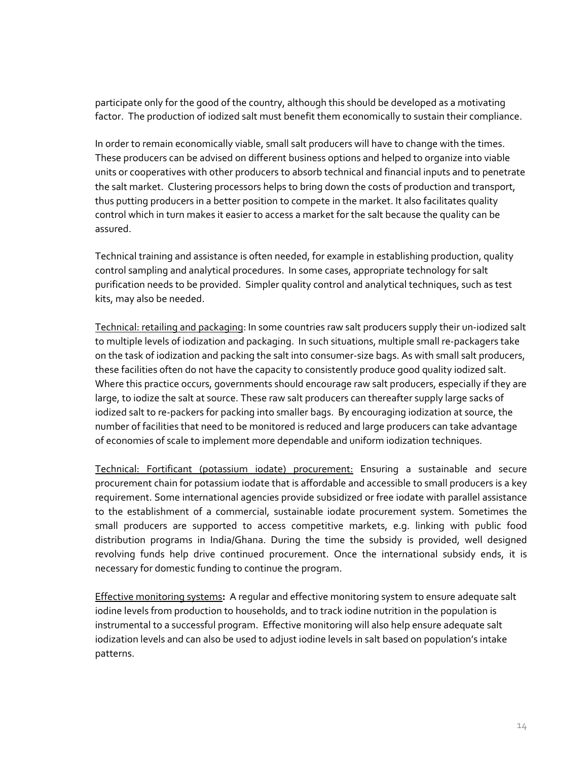participate only for the good of the country, although this should be developed as a motivating factor. The production of iodized salt must benefit them economically to sustain their compliance.

In order to remain economically viable, small salt producers will have to change with the times. These producers can be advised on different business options and helped to organize into viable units or cooperatives with other producers to absorb technical and financial inputs and to penetrate the salt market. Clustering processors helps to bring down the costs of production and transport, thus putting producers in a better position to compete in the market. It also facilitates quality control which in turn makes it easier to access a market for the salt because the quality can be assured.

Technical training and assistance is often needed, for example in establishing production, quality control sampling and analytical procedures. In some cases, appropriate technology for salt purification needs to be provided. Simpler quality control and analytical techniques, such as test kits, may also be needed.

<u>Technical: retailing and packaging</u>: In some countries raw salt producers supply their un-iodized salt to multiple levels of iodization and packaging. In such situations, multiple small re-packagers take on the task of iodization and packing the salt into consumer-size bags. As with small salt producers, these facilities often do not have the capacity to consistently produce good quality iodized salt. Where this practice occurs, governments should encourage raw salt producers, especially if they are large, to iodize the salt at source. These raw salt producers can thereafter supply large sacks of iodized salt to re-packers for packing into smaller bags. By encouraging iodization at source, the number of facilities that need to be monitored is reduced and large producers can take advantage of economies of scale to implement more dependable and uniform iodization techniques.

<u>Technical: Fortificant (potassium iodate) procurement:</u> Ensuring a sustainable and secure procurement chain for potassium iodate that is affordable and accessible to small producers is a key requirement. Some international agencies provide subsidized or free iodate with parallel assistance to the establishment of a commercial, sustainable iodate procurement system. Sometimes the small producers are supported to access competitive markets, e.g. linking with public food distribution programs in India/Ghana. During the time the subsidy is provided, well designed revolving funds help drive continued procurement. Once the international subsidy ends, it is necessary for domestic funding to continue the program.

<u>Effective monitoring systems</u>**:** A regular and effective monitoring system to ensure adequate salt iodine levels from production to households, and to track iodine nutrition in the population is instrumental to a successful program. Effective monitoring will also help ensure adequate salt iodization levels and can also be used to adjust iodine levels in salt based on population's intake patterns.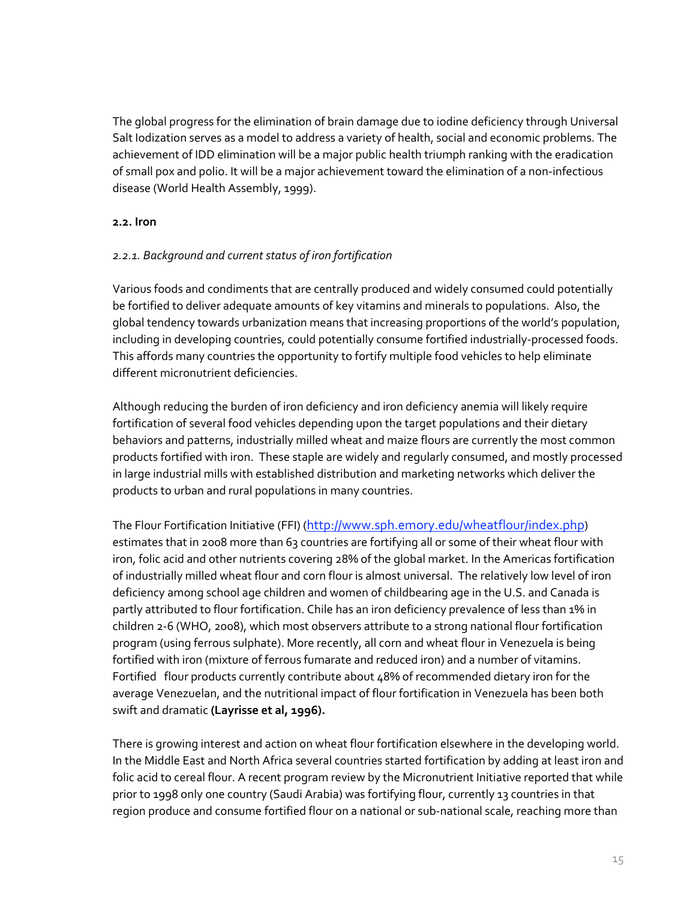The global progress for the elimination of brain damage due to iodine deficiency through Universal Salt Iodization serves as a model to address a variety of health, social and economic problems. The achievement of IDD elimination will be a major public health triumph ranking with the eradication of small pox and polio. It will be a major achievement toward the elimination of a non-infectious disease (World Health Assembly, 1999).

### 2.2. Iron

#### *2.2.1. Background and current status of iron fortification*

Various foods and condiments that are centrally produced and widely consumed could potentially be fortified to deliver adequate amounts of key vitamins and minerals to populations. Also, the global tendency towards urbanization means that increasing proportions of the world's population, including in developing countries, could potentially consume fortified industrially-processed foods. This affords many countries the opportunity to fortify multiple food vehicles to help eliminate different micronutrient deficiencies.

Although reducing the burden of iron deficiency and iron deficiency anemia will likely require fortification of several food vehicles depending upon the target populations and their dietary behaviors and patterns, industrially milled wheat and maize flours are currently the most common products fortified with iron. These staple are widely and regularly consumed, and mostly processed in large industrial mills with established distribution and marketing networks which deliver the products to urban and rural populations in many countries.

The Flour Fortification Initiative (FFI) (http://www.sph.emory.edu/wheatflour/index.php) estimates that in 2008 more than 63 countries are fortifying all or some of their wheat flour with iron, folic acid and other nutrients covering 28% of the global market. In the Americas fortification of industrially milled wheat flour and corn flour is almost universal. The relatively low level of iron deficiency among school age children and women of childbearing age in the U.S. and Canada is partly attributed to flour fortification. Chile has an iron deficiency prevalence of less than 1% in children 2-6 (WHO, 2008), which most observers attribute to a strong national flour fortification program (using ferrous sulphate). More recently, all corn and wheat flour in Venezuela is being fortified with iron (mixture of ferrous fumarate and reduced iron) and a number of vitamins. Fortified flour products currently contribute about 48% of recommended dietary iron for the average Venezuelan, and the nutritional impact of flour fortification in Venezuela has been both swift and dramatic **(Layrisse et al, 1996).**

There is growing interest and action on wheat flour fortification elsewhere in the developing world. In the Middle East and North Africa several countries started fortification by adding at least iron and folic acid to cereal flour. A recent program review by the Micronutrient Initiative reported that while prior to 1998 only one country (Saudi Arabia) was fortifying flour, currently 13 countries in that region produce and consume fortified flour on a national or sub-national scale, reaching more than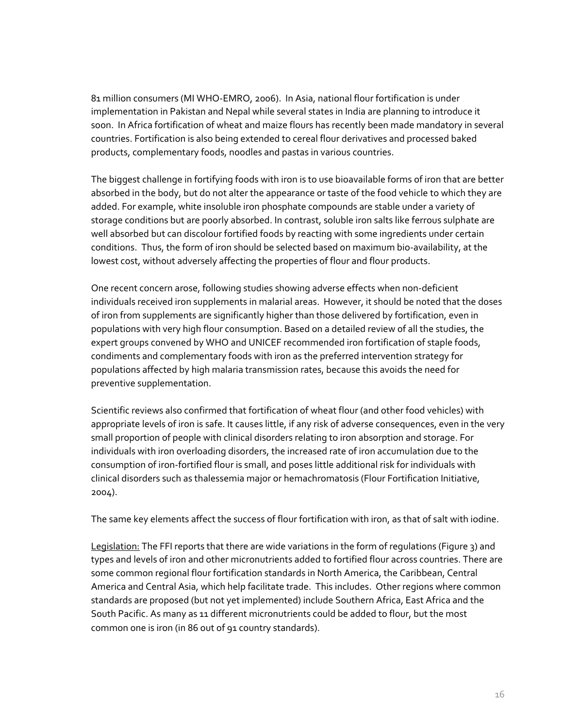81 million consumers (MI WHO-EMRO, 2006). In Asia, national flour fortification is under implementation in Pakistan and Nepal while several states in India are planning to introduce it soon. In Africa fortification of wheat and maize flours has recently been made mandatory in several countries. Fortification is also being extended to cereal flour derivatives and processed baked products, complementary foods, noodles and pastas in various countries.

The biggest challenge in fortifying foods with iron is to use bioavailable forms of iron that are better absorbed in the body, but do not alter the appearance or taste of the food vehicle to which they are added. For example, white insoluble iron phosphate compounds are stable under a variety of storage conditions but are poorly absorbed. In contrast, soluble iron salts like ferrous sulphate are well absorbed but can discolour fortified foods by reacting with some ingredients under certain conditions. Thus, the form of iron should be selected based on maximum bio-availability, at the lowest cost, without adversely affecting the properties of flour and flour products.

One recent concern arose, following studies showing adverse effects when non-deficient individuals received iron supplements in malarial areas. However, it should be noted that the doses of iron from supplements are significantly higher than those delivered by fortification, even in populations with very high flour consumption. Based on a detailed review of all the studies, the expert groups convened by WHO and UNICEF recommended iron fortification of staple foods, condiments and complementary foods with iron as the preferred intervention strategy for populations affected by high malaria transmission rates, because this avoids the need for preventive supplementation.

Scientific reviews also confirmed that fortification of wheat flour (and other food vehicles) with appropriate levels of iron is safe. It causes little, if any risk of adverse consequences, even in the very small proportion of people with clinical disorders relating to iron absorption and storage. For individuals with iron overloading disorders, the increased rate of iron accumulation due to the consumption of iron-fortified flour is small, and poses little additional risk for individuals with clinical disorders such as thalessemia major or hemachromatosis (Flour Fortification Initiative, 2004).

The same key elements affect the success of flour fortification with iron, as that of salt with iodine.

Legislation: The FFI reports that there are wide variations in the form of regulations (Figure 3) and types and levels of iron and other micronutrients added to fortified flour across countries. There are some common regional flour fortification standards in North America, the Caribbean, Central America and Central Asia, which help facilitate trade. This includes. Other regions where common standards are proposed (but not yet implemented) include Southern Africa, East Africa and the South Pacific. As many as 11 different micronutrients could be added to flour, but the most common one is iron (in 86 out of 91 country standards).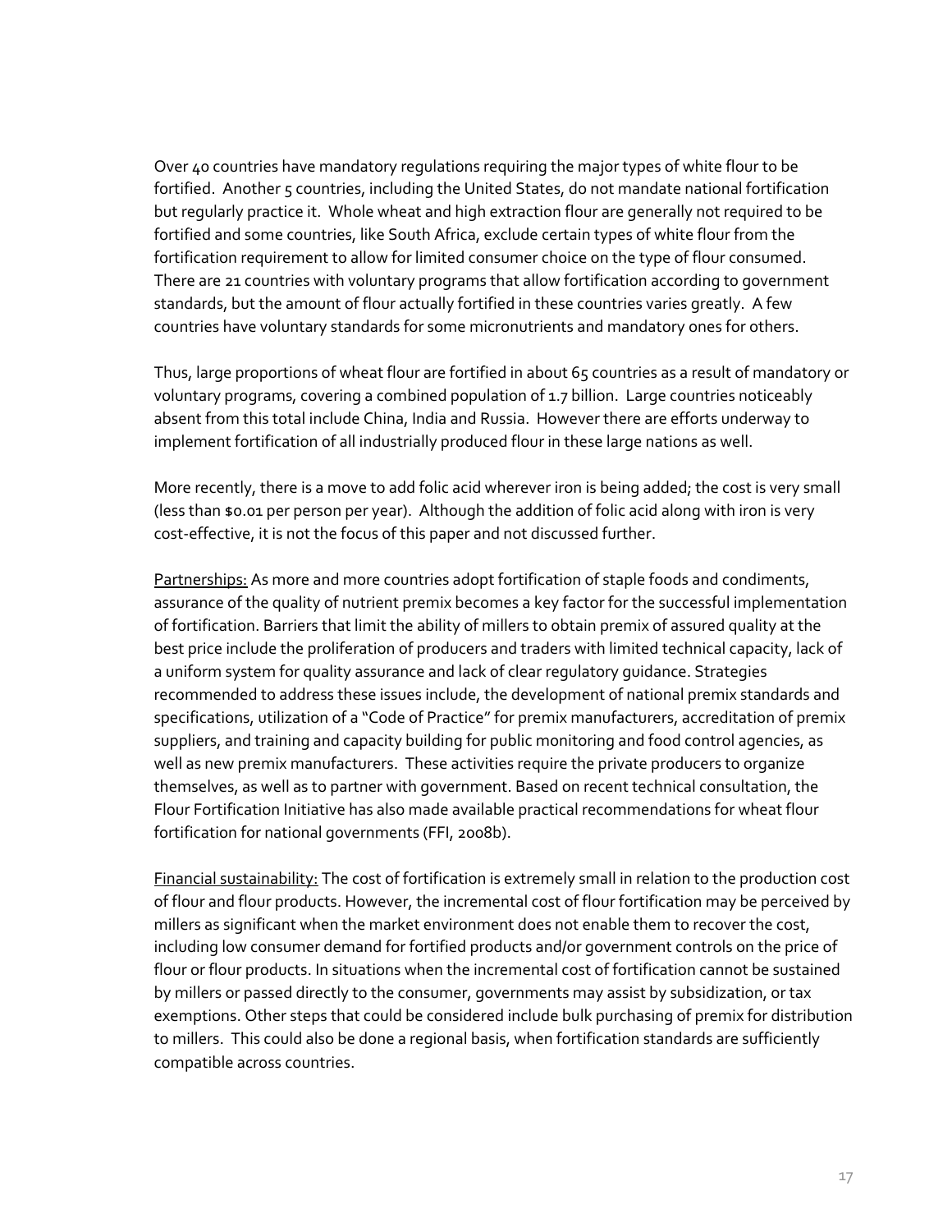Over 40 countries have mandatory regulations requiring the major types of white flour to be fortified. Another 5 countries, including the United States, do not mandate national fortification but regularly practice it. Whole wheat and high extraction flour are generally not required to be fortified and some countries, like South Africa, exclude certain types of white flour from the fortification requirement to allow for limited consumer choice on the type of flour consumed. There are 21 countries with voluntary programs that allow fortification according to government standards, but the amount of flour actually fortified in these countries varies greatly. A few countries have voluntary standards for some micronutrients and mandatory ones for others.

Thus, large proportions of wheat flour are fortified in about 65 countries as a result of mandatory or voluntary programs, covering a combined population of 1.7 billion. Large countries noticeably absent from this total include China, India and Russia. However there are efforts underway to implement fortification of all industrially produced flour in these large nations as well.

More recently, there is a move to add folic acid wherever iron is being added; the cost is very small (less than $0.01 per person per year). Although the addition of folic acid along with iron is very cost-effective, it is not the focus of this paper and not discussed further.

<u>Partnerships:</u> As more and more countries adopt fortification of staple foods and condiments, assurance of the quality of nutrient premix becomes a key factor for the successful implementation of fortification. Barriers that limit the ability of millers to obtain premix of assured quality at the best price include the proliferation of producers and traders with limited technical capacity, lack of a uniform system for quality assurance and lack of clear regulatory guidance. Strategies recommended to address these issues include, the development of national premix standards and specifications, utilization of a "Code of Practice" for premix manufacturers, accreditation of premix suppliers, and training and capacity building for public monitoring and food control agencies, as well as new premix manufacturers. These activities require the private producers to organize themselves, as well as to partner with government. Based on recent technical consultation, the Flour Fortification Initiative has also made available practical recommendations for wheat flour fortification for national governments (FFI, 2008b).

<u>Financial sustainability:</u> The cost of fortification is extremely small in relation to the production cost of flour and flour products. However, the incremental cost of flour fortification may be perceived by millers as significant when the market environment does not enable them to recover the cost, including low consumer demand for fortified products and/or government controls on the price of flour or flour products. In situations when the incremental cost of fortification cannot be sustained by millers or passed directly to the consumer, governments may assist by subsidization, or tax exemptions. Other steps that could be considered include bulk purchasing of premix for distribution to millers. This could also be done a regional basis, when fortification standards are sufficiently compatible across countries.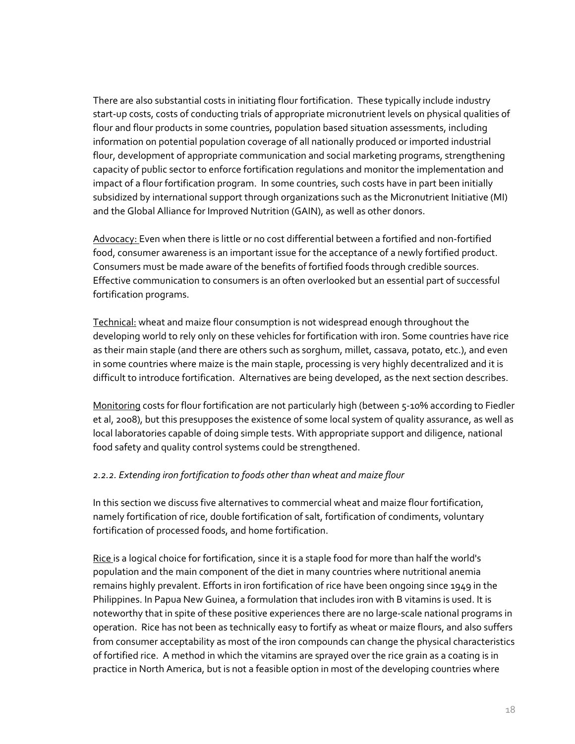There are also substantial costs in initiating flour fortification. These typically include industry start-up costs, costs of conducting trials of appropriate micronutrient levels on physical qualities of flour and flour products in some countries, population based situation assessments, including information on potential population coverage of all nationally produced or imported industrial flour, development of appropriate communication and social marketing programs, strengthening capacity of public sector to enforce fortification regulations and monitor the implementation and impact of a flour fortification program. In some countries, such costs have in part been initially subsidized by international support through organizations such as the Micronutrient Initiative (MI) and the Global Alliance for Improved Nutrition (GAIN), as well as other donors.

<u>Advocacy:</u> Even when there is little or no cost differential between a fortified and non-fortified food, consumer awareness is an important issue for the acceptance of a newly fortified product. Consumers must be made aware of the benefits of fortified foods through credible sources. Effective communication to consumers is an often overlooked but an essential part of successful fortification programs.

<u>Technical:</u> wheat and maize flour consumption is not widespread enough throughout the developing world to rely only on these vehicles for fortification with iron. Some countries have rice as their main staple (and there are others such as sorghum, millet, cassava, potato, etc.), and even in some countries where maize is the main staple, processing is very highly decentralized and it is difficult to introduce fortification. Alternatives are being developed, as the next section describes.

<u>Monitoring</u> costs for flour fortification are not particularly high (between 5-10% according to Fiedler et al, 2008), but this presupposes the existence of some local system of quality assurance, as well as local laboratories capable of doing simple tests. With appropriate support and diligence, national food safety and quality control systems could be strengthened.

*2.2.2. Extending iron fortification to foods other than wheat and maize flour*

In this section we discuss five alternatives to commercial wheat and maize flour fortification, namely fortification of rice, double fortification of salt, fortification of condiments, voluntary fortification of processed foods, and home fortification.

<u>Rice</u> is a logical choice for fortification, since it is a staple food for more than half the world's population and the main component of the diet in many countries where nutritional anemia remains highly prevalent. Efforts in iron fortification of rice have been ongoing since 1949 in the Philippines. In Papua New Guinea, a formulation that includes iron with B vitamins is used. It is noteworthy that in spite of these positive experiences there are no large-scale national programs in operation. Rice has not been as technically easy to fortify as wheat or maize flours, and also suffers from consumer acceptability as most of the iron compounds can change the physical characteristics of fortified rice. A method in which the vitamins are sprayed over the rice grain as a coating is in practice in North America, but is not a feasible option in most of the developing countries where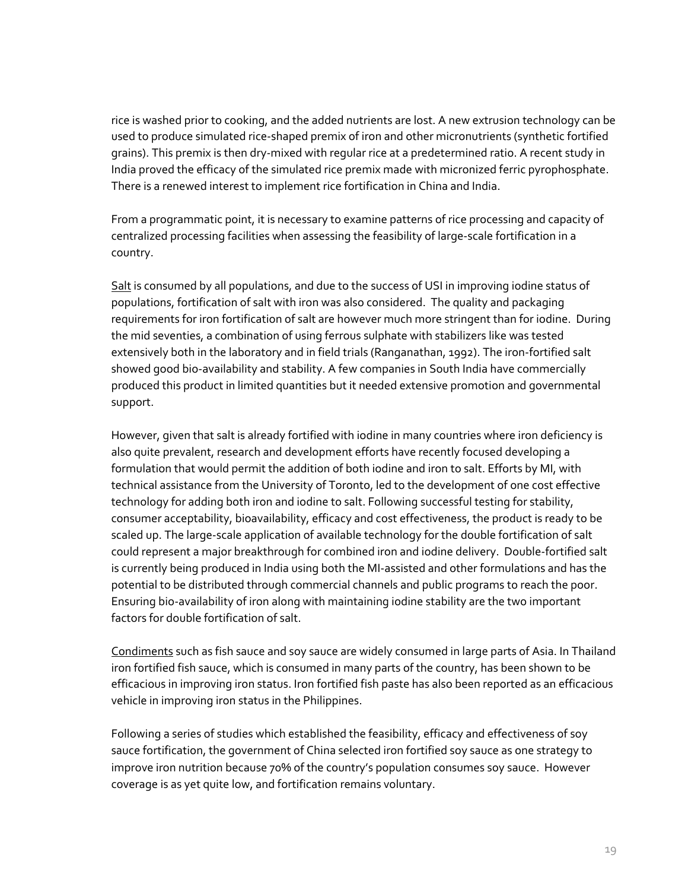rice is washed prior to cooking, and the added nutrients are lost. A new extrusion technology can be used to produce simulated rice-shaped premix of iron and other micronutrients (synthetic fortified grains). This premix is then dry-mixed with regular rice at a predetermined ratio. A recent study in India proved the efficacy of the simulated rice premix made with micronized ferric pyrophosphate. There is a renewed interest to implement rice fortification in China and India.

From a programmatic point, it is necessary to examine patterns of rice processing and capacity of centralized processing facilities when assessing the feasibility of large-scale fortification in a country.

Salt is consumed by all populations, and due to the success of USI in improving iodine status of populations, fortification of salt with iron was also considered. The quality and packaging requirements for iron fortification of salt are however much more stringent than for iodine. During the mid seventies, a combination of using ferrous sulphate with stabilizers like was tested extensively both in the laboratory and in field trials (Ranganathan, 1992). The iron-fortified salt showed good bio-availability and stability. A few companies in South India have commercially produced this product in limited quantities but it needed extensive promotion and governmental support.

However, given that salt is already fortified with iodine in many countries where iron deficiency is also quite prevalent, research and development efforts have recently focused developing a formulation that would permit the addition of both iodine and iron to salt. Efforts by MI, with technical assistance from the University of Toronto, led to the development of one cost effective technology for adding both iron and iodine to salt. Following successful testing for stability, consumer acceptability, bioavailability, efficacy and cost effectiveness, the product is ready to be scaled up. The large-scale application of available technology for the double fortification of salt could represent a major breakthrough for combined iron and iodine delivery. Double-fortified salt is currently being produced in India using both the MI-assisted and other formulations and has the potential to be distributed through commercial channels and public programs to reach the poor. Ensuring bio-availability of iron along with maintaining iodine stability are the two important factors for double fortification of salt.

Condiments such as fish sauce and soy sauce are widely consumed in large parts of Asia. In Thailand iron fortified fish sauce, which is consumed in many parts of the country, has been shown to be efficacious in improving iron status. Iron fortified fish paste has also been reported as an efficacious vehicle in improving iron status in the Philippines.

Following a series of studies which established the feasibility, efficacy and effectiveness of soy sauce fortification, the government of China selected iron fortified soy sauce as one strategy to improve iron nutrition because 70% of the country's population consumes soy sauce. However coverage is as yet quite low, and fortification remains voluntary.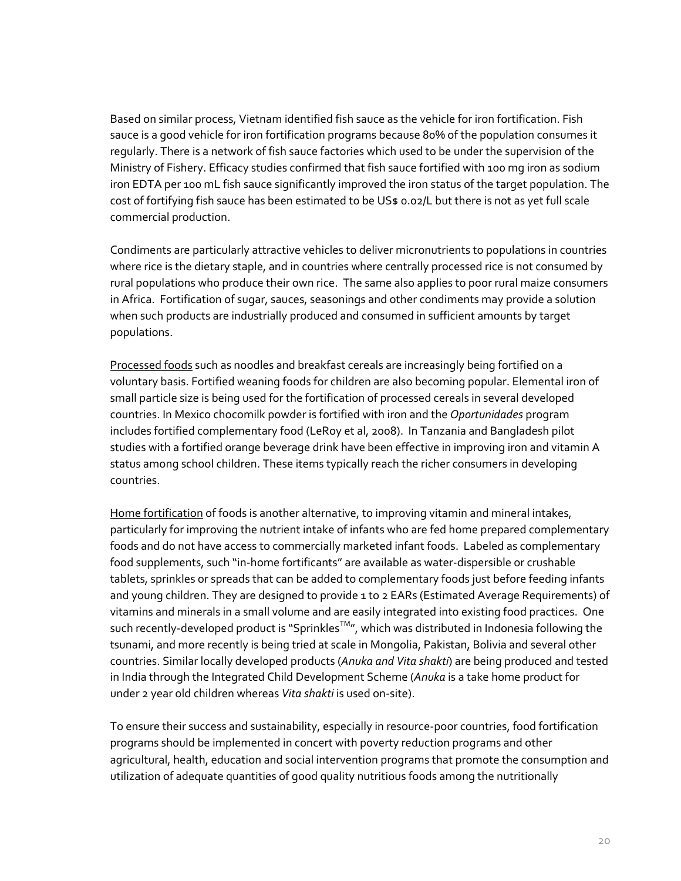Based on similar process, Vietnam identified fish sauce as the vehicle for iron fortification. Fish sauce is a good vehicle for iron fortification programs because 80% of the population consumes it regularly. There is a network of fish sauce factories which used to be under the supervision of the Ministry of Fishery. Efficacy studies confirmed that fish sauce fortified with 100 mg iron as sodium iron EDTA per 100 mL fish sauce significantly improved the iron status of the target population. The cost of fortifying fish sauce has been estimated to be US$ 0.02/L but there is not as yet full scale commercial production.

Condiments are particularly attractive vehicles to deliver micronutrients to populations in countries where rice is the dietary staple, and in countries where centrally processed rice is not consumed by rural populations who produce their own rice. The same also applies to poor rural maize consumers in Africa. Fortification of sugar, sauces, seasonings and other condiments may provide a solution when such products are industrially produced and consumed in sufficient amounts by target populations.

Processed foods such as noodles and breakfast cereals are increasingly being fortified on a voluntary basis. Fortified weaning foods for children are also becoming popular. Elemental iron of small particle size is being used for the fortification of processed cereals in several developed countries. In Mexico chocomilk powder is fortified with iron and the *Oportunidades* program includes fortified complementary food (LeRoy et al, 2008). In Tanzania and Bangladesh pilot studies with a fortified orange beverage drink have been effective in improving iron and vitamin A status among school children. These items typically reach the richer consumers in developing countries.

Home fortification of foods is another alternative, to improving vitamin and mineral intakes, particularly for improving the nutrient intake of infants who are fed home prepared complementary foods and do not have access to commercially marketed infant foods. Labeled as complementary food supplements, such "in-home fortificants" are available as water-dispersible or crushable tablets, sprinkles or spreads that can be added to complementary foods just before feeding infants and young children. They are designed to provide 1 to 2 EARs (Estimated Average Requirements) of vitamins and minerals in a small volume and are easily integrated into existing food practices. One such recently-developed product is "Sprinkles™", which was distributed in Indonesia following the tsunami, and more recently is being tried at scale in Mongolia, Pakistan, Bolivia and several other countries. Similar locally developed products (*Anuka and Vita shakti*) are being produced and tested in India through the Integrated Child Development Scheme (*Anuka* is a take home product for under 2 year old children whereas *Vita shakti* is used on-site).

To ensure their success and sustainability, especially in resource-poor countries, food fortification programs should be implemented in concert with poverty reduction programs and other agricultural, health, education and social intervention programs that promote the consumption and utilization of adequate quantities of good quality nutritious foods among the nutritionally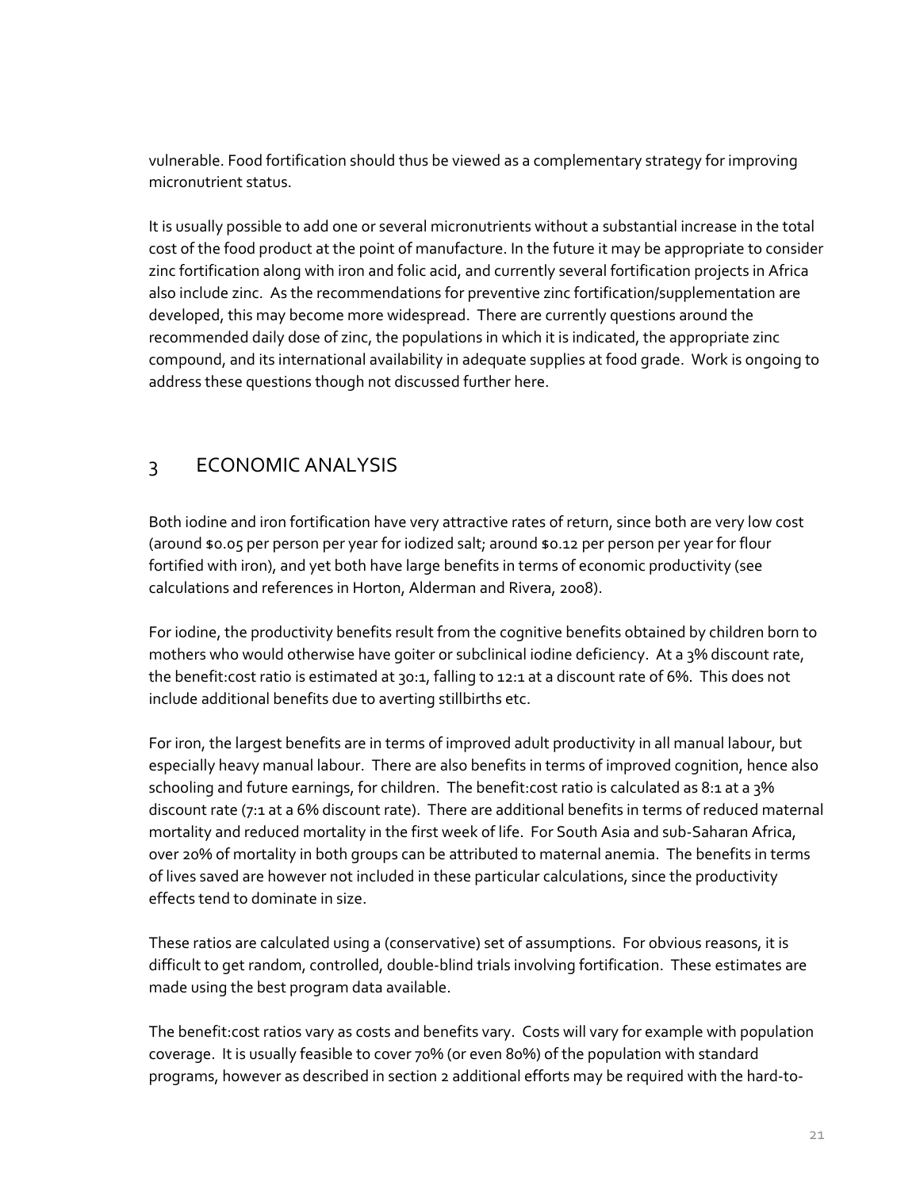vulnerable. Food fortification should thus be viewed as a complementary strategy for improving micronutrient status.

It is usually possible to add one or several micronutrients without a substantial increase in the total cost of the food product at the point of manufacture. In the future it may be appropriate to consider zinc fortification along with iron and folic acid, and currently several fortification projects in Africa also include zinc. As the recommendations for preventive zinc fortification/supplementation are developed, this may become more widespread. There are currently questions around the recommended daily dose of zinc, the populations in which it is indicated, the appropriate zinc compound, and its international availability in adequate supplies at food grade. Work is ongoing to address these questions though not discussed further here.

# 3 ECONOMIC ANALYSIS

Both iodine and iron fortification have very attractive rates of return, since both are very low cost (around $0.05 per person per year for iodized salt; around $0.12 per person per year for flour fortified with iron), and yet both have large benefits in terms of economic productivity (see calculations and references in Horton, Alderman and Rivera, 2008).

For iodine, the productivity benefits result from the cognitive benefits obtained by children born to mothers who would otherwise have goiter or subclinical iodine deficiency. At a 3% discount rate, the benefit:cost ratio is estimated at 30:1, falling to 12:1 at a discount rate of 6%. This does not include additional benefits due to averting stillbirths etc.

For iron, the largest benefits are in terms of improved adult productivity in all manual labour, but especially heavy manual labour. There are also benefits in terms of improved cognition, hence also schooling and future earnings, for children. The benefit:cost ratio is calculated as 8:1 at a 3% discount rate (7:1 at a 6% discount rate). There are additional benefits in terms of reduced maternal mortality and reduced mortality in the first week of life. For South Asia and sub-Saharan Africa, over 20% of mortality in both groups can be attributed to maternal anemia. The benefits in terms of lives saved are however not included in these particular calculations, since the productivity effects tend to dominate in size.

These ratios are calculated using a (conservative) set of assumptions. For obvious reasons, it is difficult to get random, controlled, double-blind trials involving fortification. These estimates are made using the best program data available.

The benefit:cost ratios vary as costs and benefits vary. Costs will vary for example with population coverage. It is usually feasible to cover 70% (or even 80%) of the population with standard programs, however as described in section 2 additional efforts may be required with the hard-to-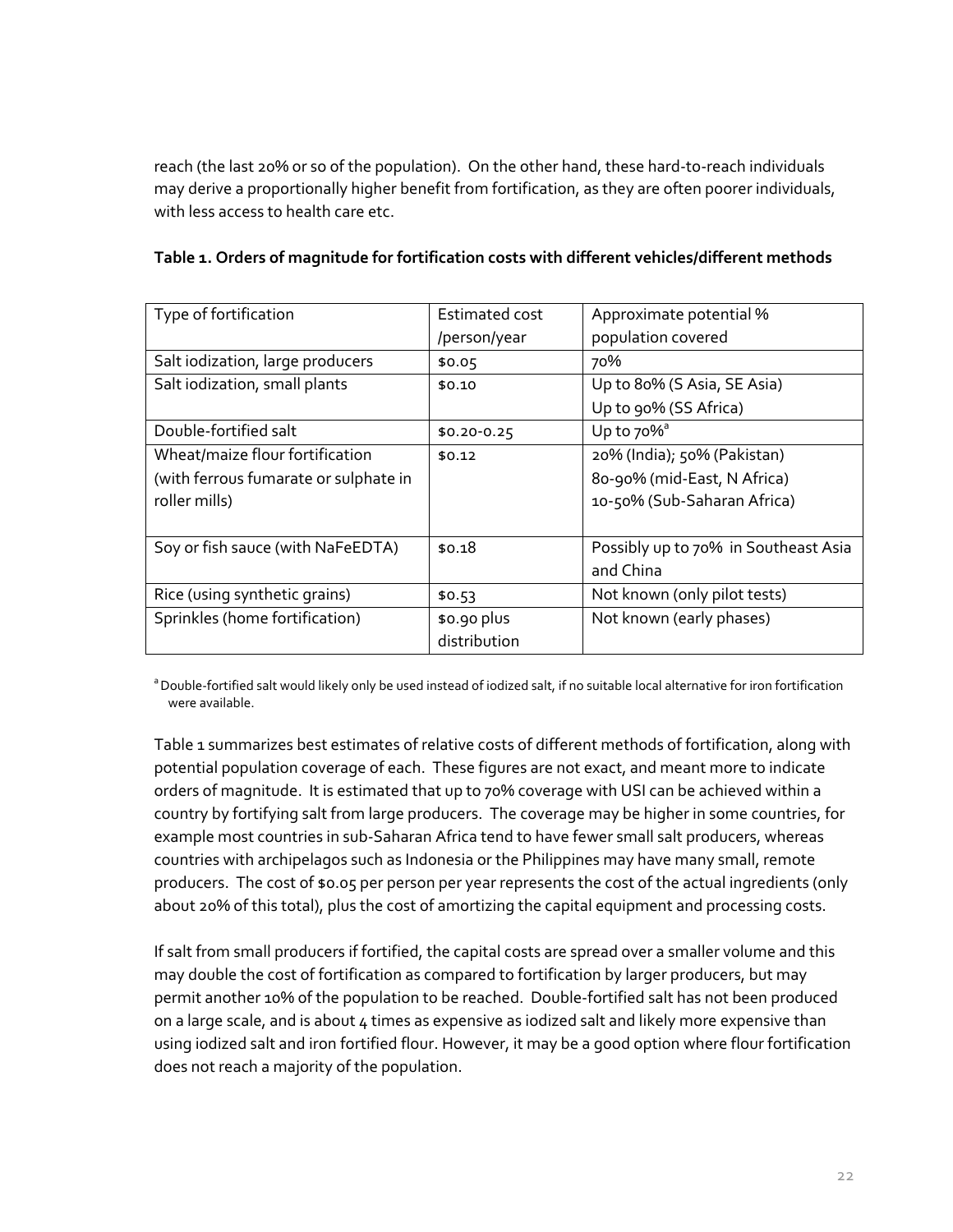reach (the last 20% or so of the population). On the other hand, these hard-to-reach individuals may derive a proportionally higher benefit from fortification, as they are often poorer individuals, with less access to health care etc.

**Table 1. Orders of magnitude for fortification costs with different vehicles/different methods**

| Type of fortification | Estimated cost /person/year | Approximate potential % population covered |
|---|---|---|
| Salt iodization, large producers | \$0.05 | 70% |
| Salt iodization, small plants | \$0.10 | Up to 80% (S Asia, SE Asia)<br>Up to 90% (SS Africa) |
| Double-fortified salt | \$0.20-0.25 | Up to 70%[a] |
| Wheat/maize flour fortification (with ferrous fumarate or sulphate in roller mills) | \$0.12 | 20% (India); 50% (Pakistan)<br>80-90% (mid-East, N Africa)<br>10-50% (Sub-Saharan Africa) |
| Soy or fish sauce (with NaFeEDTA) | \$0.18 | Possibly up to 70% in Southeast Asia and China |
| Rice (using synthetic grains) | \$0.53 | Not known (only pilot tests) |
| Sprinkles (home fortification) | \$0.90 plus distribution | Not known (early phases) |

[a] Double-fortified salt would likely only be used instead of iodized salt, if no suitable local alternative for iron fortification were available.

Table 1 summarizes best estimates of relative costs of different methods of fortification, along with potential population coverage of each. These figures are not exact, and meant more to indicate orders of magnitude. It is estimated that up to 70% coverage with USI can be achieved within a country by fortifying salt from large producers. The coverage may be higher in some countries, for example most countries in sub-Saharan Africa tend to have fewer small salt producers, whereas countries with archipelagos such as Indonesia or the Philippines may have many small, remote producers. The cost of \$0.05 per person per year represents the cost of the actual ingredients (only about 20% of this total), plus the cost of amortizing the capital equipment and processing costs.

If salt from small producers if fortified, the capital costs are spread over a smaller volume and this may double the cost of fortification as compared to fortification by larger producers, but may permit another 10% of the population to be reached. Double-fortified salt has not been produced on a large scale, and is about 4 times as expensive as iodized salt and likely more expensive than using iodized salt and iron fortified flour. However, it may be a good option where flour fortification does not reach a majority of the population.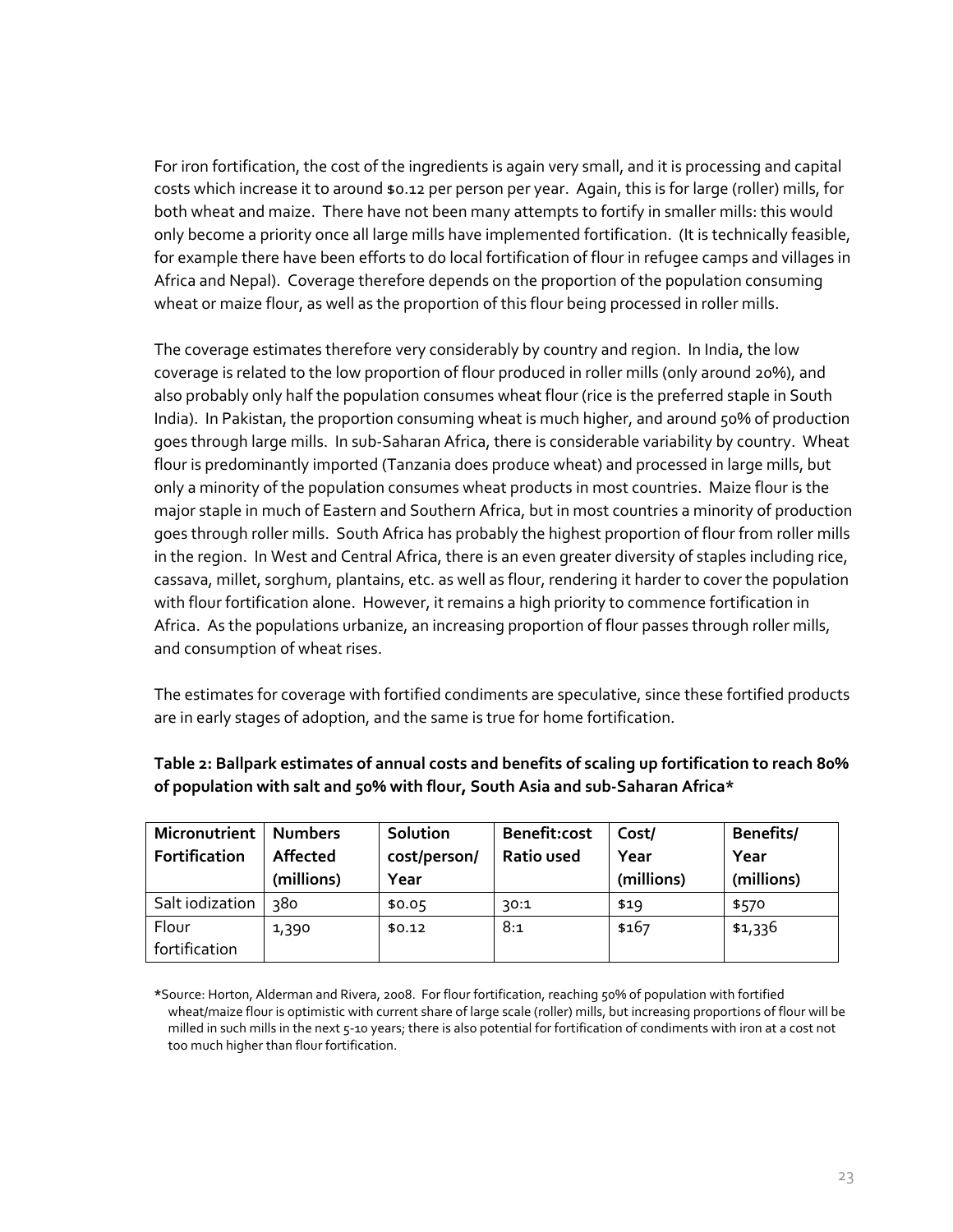For iron fortification, the cost of the ingredients is again very small, and it is processing and capital costs which increase it to around $0.12 per person per year. Again, this is for large (roller) mills, for both wheat and maize. There have not been many attempts to fortify in smaller mills: this would only become a priority once all large mills have implemented fortification. (It is technically feasible, for example there have been efforts to do local fortification of flour in refugee camps and villages in Africa and Nepal). Coverage therefore depends on the proportion of the population consuming wheat or maize flour, as well as the proportion of this flour being processed in roller mills.

The coverage estimates therefore very considerably by country and region. In India, the low coverage is related to the low proportion of flour produced in roller mills (only around 20%), and also probably only half the population consumes wheat flour (rice is the preferred staple in South India). In Pakistan, the proportion consuming wheat is much higher, and around 50% of production goes through large mills. In sub-Saharan Africa, there is considerable variability by country. Wheat flour is predominantly imported (Tanzania does produce wheat) and processed in large mills, but only a minority of the population consumes wheat products in most countries. Maize flour is the major staple in much of Eastern and Southern Africa, but in most countries a minority of production goes through roller mills. South Africa has probably the highest proportion of flour from roller mills in the region. In West and Central Africa, there is an even greater diversity of staples including rice, cassava, millet, sorghum, plantains, etc. as well as flour, rendering it harder to cover the population with flour fortification alone. However, it remains a high priority to commence fortification in Africa. As the populations urbanize, an increasing proportion of flour passes through roller mills, and consumption of wheat rises.

The estimates for coverage with fortified condiments are speculative, since these fortified products are in early stages of adoption, and the same is true for home fortification.

**Table 2: Ballpark estimates of annual costs and benefits of scaling up fortification to reach 80% of population with salt and 50% with flour, South Asia and sub-Saharan Africa***

| Micronutrient Fortification | Numbers Affected (millions) | Solution cost/person/ Year | Benefit:cost Ratio used | Cost/ Year (millions) | Benefits/ Year (millions) |
|---|---|---|---|---|---|
| Salt iodization | 380 | $0.05 | 30:1 | $19 | $570 |
| Flour fortification | 1,390 | $0.12 | 8:1 | $167 | $1,336 |

*Source: Horton, Alderman and Rivera, 2008. For flour fortification, reaching 50% of population with fortified wheat/maize flour is optimistic with current share of large scale (roller) mills, but increasing proportions of flour will be milled in such mills in the next 5-10 years; there is also potential for fortification of condiments with iron at a cost not too much higher than flour fortification.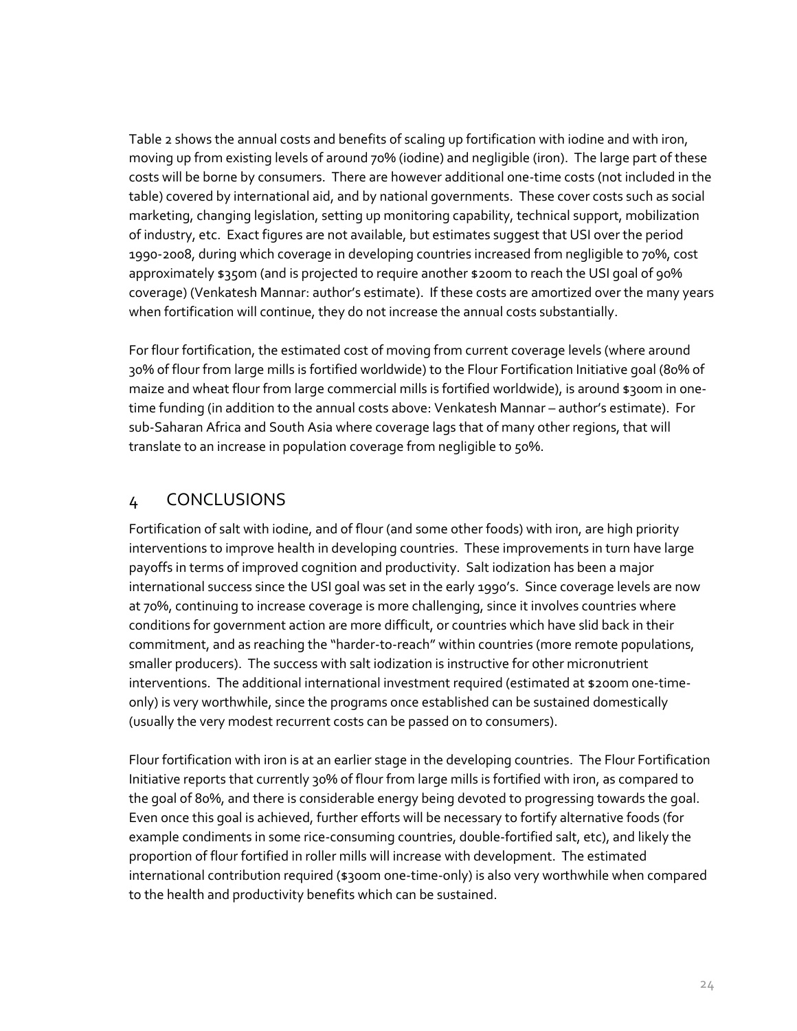Table 2 shows the annual costs and benefits of scaling up fortification with iodine and with iron, moving up from existing levels of around 70% (iodine) and negligible (iron). The large part of these costs will be borne by consumers. There are however additional one-time costs (not included in the table) covered by international aid, and by national governments. These cover costs such as social marketing, changing legislation, setting up monitoring capability, technical support, mobilization of industry, etc. Exact figures are not available, but estimates suggest that USI over the period 1990-2008, during which coverage in developing countries increased from negligible to 70%, cost approximately $350m (and is projected to require another $200m to reach the USI goal of 90% coverage) (Venkatesh Mannar: author's estimate). If these costs are amortized over the many years when fortification will continue, they do not increase the annual costs substantially.

For flour fortification, the estimated cost of moving from current coverage levels (where around 30% of flour from large mills is fortified worldwide) to the Flour Fortification Initiative goal (80% of maize and wheat flour from large commercial mills is fortified worldwide), is around $300m in one-time funding (in addition to the annual costs above: Venkatesh Mannar – author's estimate). For sub-Saharan Africa and South Asia where coverage lags that of many other regions, that will translate to an increase in population coverage from negligible to 50%.

# 4 CONCLUSIONS

Fortification of salt with iodine, and of flour (and some other foods) with iron, are high priority interventions to improve health in developing countries. These improvements in turn have large payoffs in terms of improved cognition and productivity. Salt iodization has been a major international success since the USI goal was set in the early 1990's. Since coverage levels are now at 70%, continuing to increase coverage is more challenging, since it involves countries where conditions for government action are more difficult, or countries which have slid back in their commitment, and as reaching the "harder-to-reach" within countries (more remote populations, smaller producers). The success with salt iodization is instructive for other micronutrient interventions. The additional international investment required (estimated at $200m one-time-only) is very worthwhile, since the programs once established can be sustained domestically (usually the very modest recurrent costs can be passed on to consumers).

Flour fortification with iron is at an earlier stage in the developing countries. The Flour Fortification Initiative reports that currently 30% of flour from large mills is fortified with iron, as compared to the goal of 80%, and there is considerable energy being devoted to progressing towards the goal. Even once this goal is achieved, further efforts will be necessary to fortify alternative foods (for example condiments in some rice-consuming countries, double-fortified salt, etc), and likely the proportion of flour fortified in roller mills will increase with development. The estimated international contribution required ($300m one-time-only) is also very worthwhile when compared to the health and productivity benefits which can be sustained.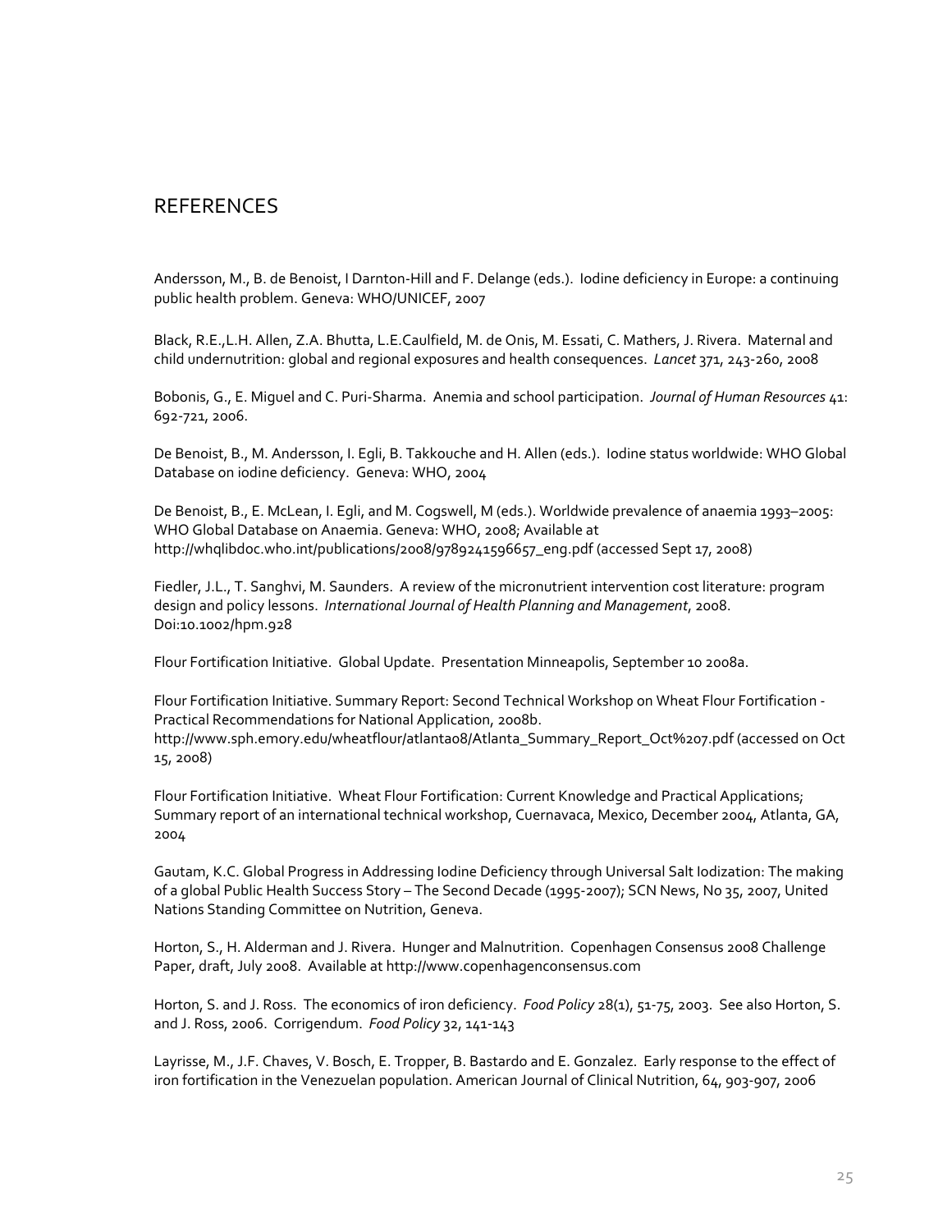## REFERENCES

Andersson, M., B. de Benoist, I Darnton-Hill and F. Delange (eds.). Iodine deficiency in Europe: a continuing public health problem. Geneva: WHO/UNICEF, 2007

Black, R.E.,L.H. Allen, Z.A. Bhutta, L.E.Caulfield, M. de Onis, M. Essati, C. Mathers, J. Rivera. Maternal and child undernutrition: global and regional exposures and health consequences. *Lancet* 371, 243-260, 2008

Bobonis, G., E. Miguel and C. Puri-Sharma. Anemia and school participation. *Journal of Human Resources* 41: 692-721, 2006.

De Benoist, B., M. Andersson, I. Egli, B. Takkouche and H. Allen (eds.). Iodine status worldwide: WHO Global Database on iodine deficiency. Geneva: WHO, 2004

De Benoist, B., E. McLean, I. Egli, and M. Cogswell, M (eds.). Worldwide prevalence of anaemia 1993–2005: WHO Global Database on Anaemia. Geneva: WHO, 2008; Available at http://whqlibdoc.who.int/publications/2008/9789241596657_eng.pdf (accessed Sept 17, 2008)

Fiedler, J.L., T. Sanghvi, M. Saunders. A review of the micronutrient intervention cost literature: program design and policy lessons. *International Journal of Health Planning and Management*, 2008. Doi:10.1002/hpm.928

Flour Fortification Initiative. Global Update. Presentation Minneapolis, September 10 2008a.

Flour Fortification Initiative. Summary Report: Second Technical Workshop on Wheat Flour Fortification - Practical Recommendations for National Application, 2008b. http://www.sph.emory.edu/wheatflour/atlanta08/Atlanta_Summary_Report_Oct%207.pdf (accessed on Oct 15, 2008)

Flour Fortification Initiative. Wheat Flour Fortification: Current Knowledge and Practical Applications; Summary report of an international technical workshop, Cuernavaca, Mexico, December 2004, Atlanta, GA, 2004

Gautam, K.C. Global Progress in Addressing Iodine Deficiency through Universal Salt Iodization: The making of a global Public Health Success Story – The Second Decade (1995-2007); SCN News, No 35, 2007, United Nations Standing Committee on Nutrition, Geneva.

Horton, S., H. Alderman and J. Rivera. Hunger and Malnutrition. Copenhagen Consensus 2008 Challenge Paper, draft, July 2008. Available at http://www.copenhagenconsensus.com

Horton, S. and J. Ross. The economics of iron deficiency. *Food Policy* 28(1), 51-75, 2003. See also Horton, S. and J. Ross, 2006. Corrigendum. *Food Policy* 32, 141-143

Layrisse, M., J.F. Chaves, V. Bosch, E. Tropper, B. Bastardo and E. Gonzalez. Early response to the effect of iron fortification in the Venezuelan population. American Journal of Clinical Nutrition, 64, 903-907, 2006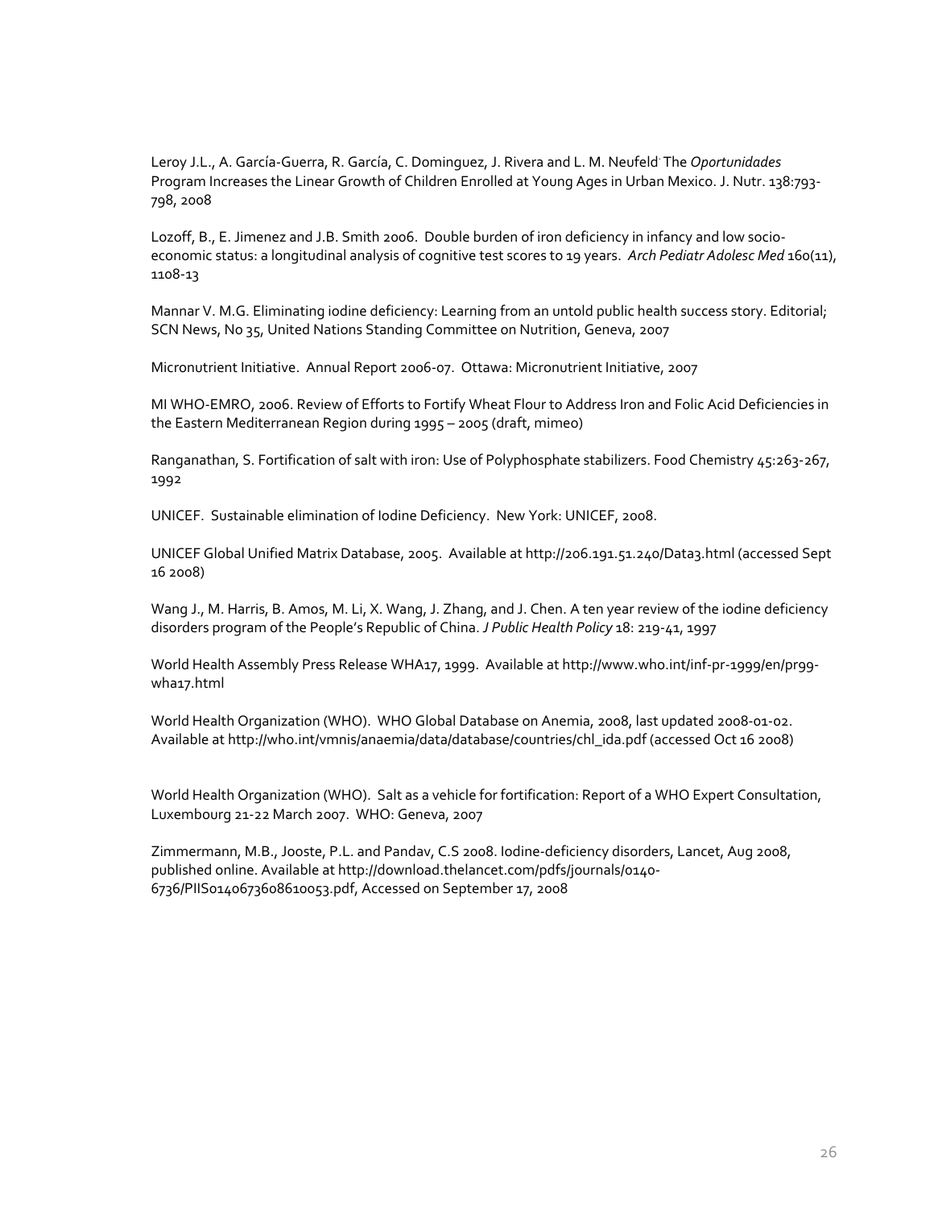Leroy J.L., A. García-Guerra, R. García, C. Dominguez, J. Rivera and L. M. Neufeld. The *Oportunidades* Program Increases the Linear Growth of Children Enrolled at Young Ages in Urban Mexico. J. Nutr. 138:793-798, 2008

Lozoff, B., E. Jimenez and J.B. Smith 2006. Double burden of iron deficiency in infancy and low socio-economic status: a longitudinal analysis of cognitive test scores to 19 years. *Arch Pediatr Adolesc Med* 160(11), 1108-13

Mannar V. M.G. Eliminating iodine deficiency: Learning from an untold public health success story. Editorial; SCN News, No 35, United Nations Standing Committee on Nutrition, Geneva, 2007

Micronutrient Initiative. Annual Report 2006-07. Ottawa: Micronutrient Initiative, 2007

MI WHO-EMRO, 2006. Review of Efforts to Fortify Wheat Flour to Address Iron and Folic Acid Deficiencies in the Eastern Mediterranean Region during 1995 – 2005 (draft, mimeo)

Ranganathan, S. Fortification of salt with iron: Use of Polyphosphate stabilizers. Food Chemistry 45:263-267, 1992

UNICEF. Sustainable elimination of Iodine Deficiency. New York: UNICEF, 2008.

UNICEF Global Unified Matrix Database, 2005. Available at http://206.191.51.240/Data3.html (accessed Sept 16 2008)

Wang J., M. Harris, B. Amos, M. Li, X. Wang, J. Zhang, and J. Chen. A ten year review of the iodine deficiency disorders program of the People's Republic of China. *J Public Health Policy* 18: 219-41, 1997

World Health Assembly Press Release WHA17, 1999. Available at http://www.who.int/inf-pr-1999/en/pr99-wha17.html

World Health Organization (WHO). WHO Global Database on Anemia, 2008, last updated 2008-01-02. Available at http://who.int/vmnis/anaemia/data/database/countries/chl_ida.pdf (accessed Oct 16 2008)

World Health Organization (WHO). Salt as a vehicle for fortification: Report of a WHO Expert Consultation, Luxembourg 21-22 March 2007. WHO: Geneva, 2007

Zimmermann, M.B., Jooste, P.L. and Pandav, C.S 2008. Iodine-deficiency disorders, Lancet, Aug 2008, published online. Available at http://download.thelancet.com/pdfs/journals/0140-6736/PIIS0140673608610053.pdf, Accessed on September 17, 2008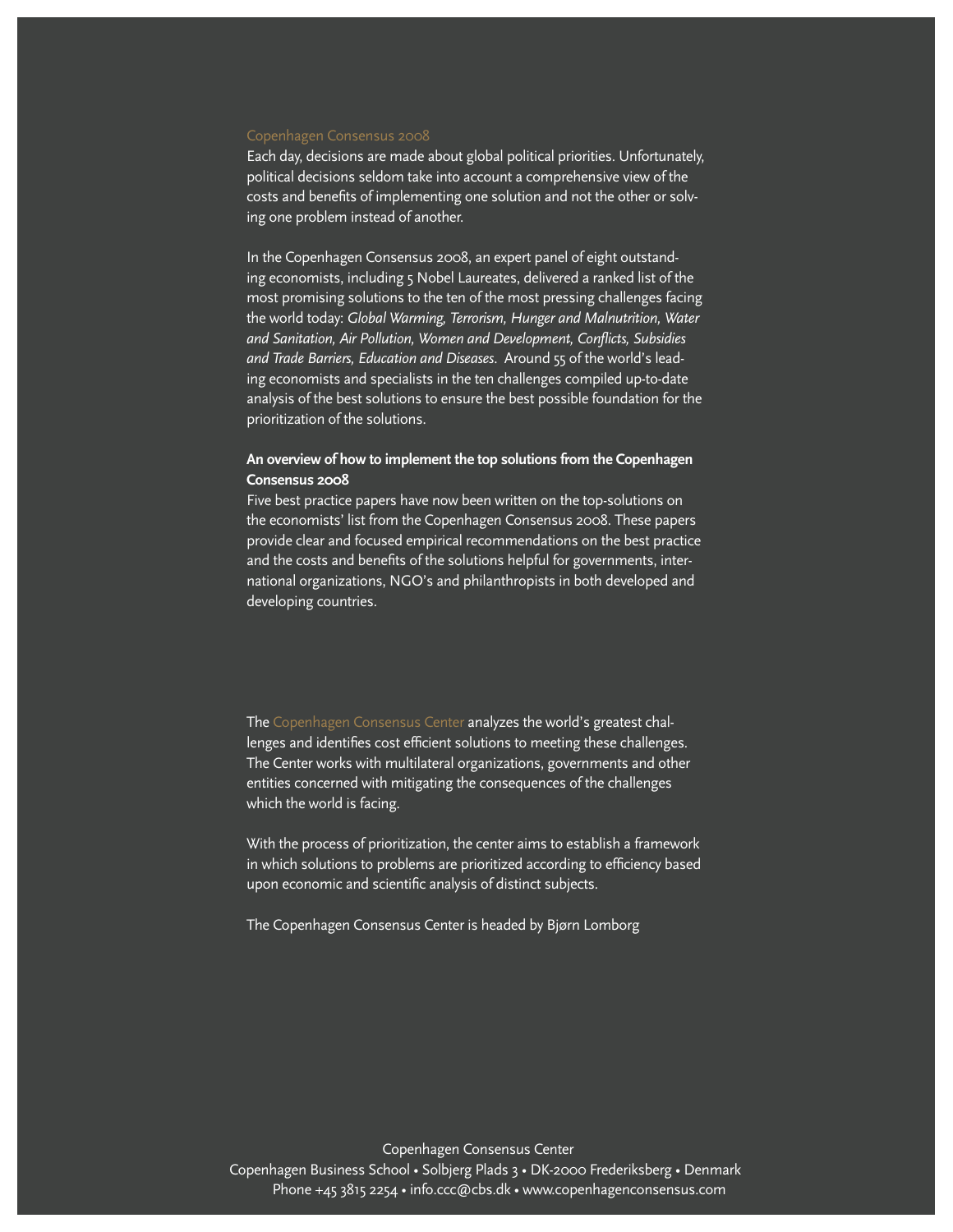## Copenhagen Consensus 2008

Each day, decisions are made about global political priorities. Unfortunately, political decisions seldom take into account a comprehensive view of the costs and benefits of implementing one solution and not the other or solving one problem instead of another.

In the Copenhagen Consensus 2008, an expert panel of eight outstanding economists, including 5 Nobel Laureates, delivered a ranked list of the most promising solutions to the ten of the most pressing challenges facing the world today: *Global Warming, Terrorism, Hunger and Malnutrition, Water and Sanitation, Air Pollution, Women and Development, Conflicts, Subsidies and Trade Barriers, Education and Diseases*. Around 55 of the world's leading economists and specialists in the ten challenges compiled up-to-date analysis of the best solutions to ensure the best possible foundation for the prioritization of the solutions.

**An overview of how to implement the top solutions from the Copenhagen Consensus 2008**

Five best practice papers have now been written on the top-solutions on the economists' list from the Copenhagen Consensus 2008. These papers provide clear and focused empirical recommendations on the best practice and the costs and benefits of the solutions helpful for governments, international organizations, NGO's and philanthropists in both developed and developing countries.

The Copenhagen Consensus Center analyzes the world's greatest challenges and identifies cost efficient solutions to meeting these challenges. The Center works with multilateral organizations, governments and other entities concerned with mitigating the consequences of the challenges which the world is facing.

With the process of prioritization, the center aims to establish a framework in which solutions to problems are prioritized according to efficiency based upon economic and scientific analysis of distinct subjects.

The Copenhagen Consensus Center is headed by Bjørn Lomborg

Copenhagen Consensus Center
Copenhagen Business School • Solbjerg Plads 3 • DK-2000 Frederiksberg • Denmark
Phone +45 3815 2254 • info.ccc@cbs.dk • www.copenhagenconsensus.com